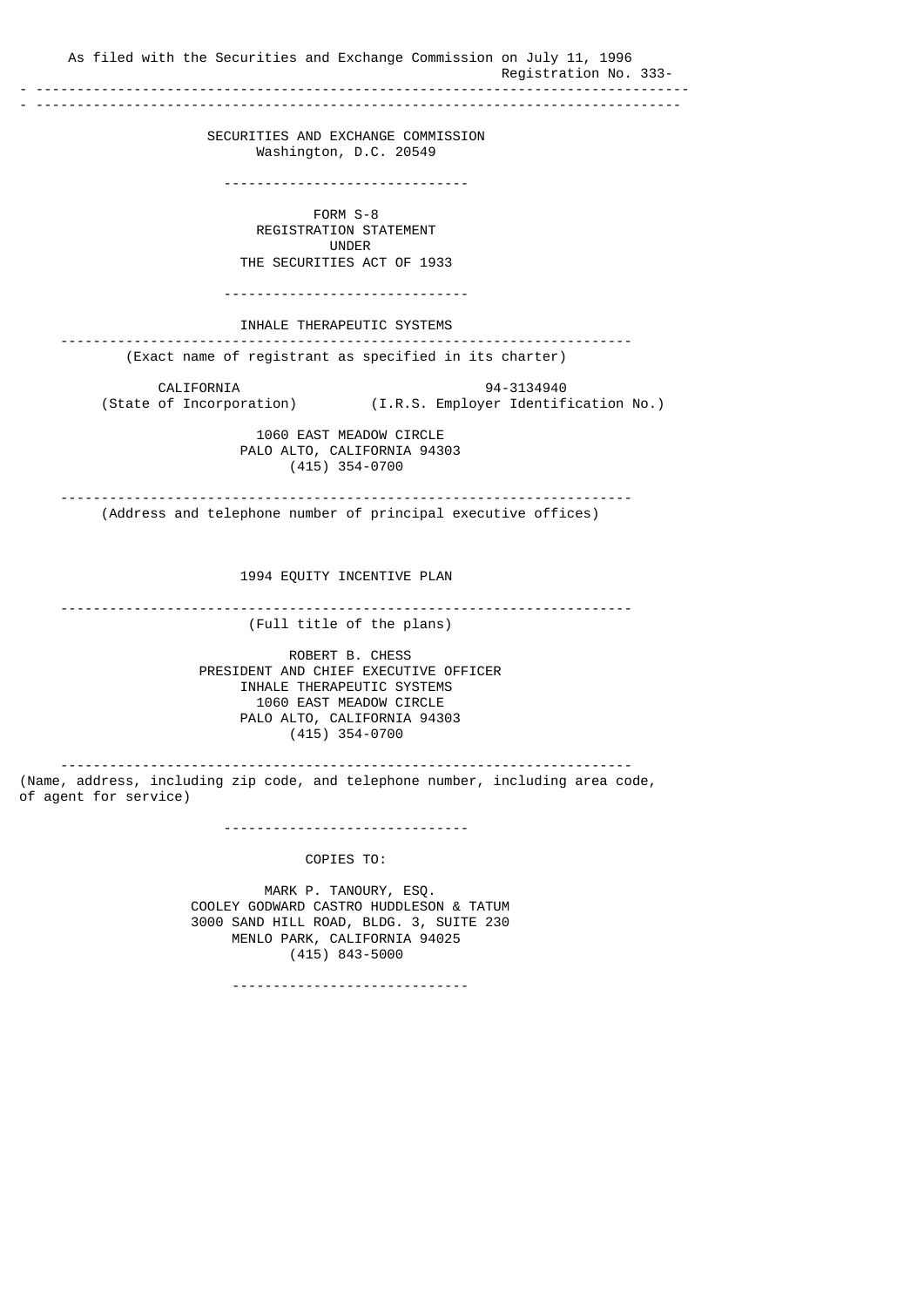As filed with the Securities and Exchange Commission on July 11, 1996

Registration No. 333-

---

# SECURITIES AND EXCHANGE COMMISSION
Washington, D.C. 20549

---

## FORM S-8
## REGISTRATION STATEMENT
## UNDER
## THE SECURITIES ACT OF 1933

---

**INHALE THERAPEUTIC SYSTEMS**

(Exact name of registrant as specified in its charter)

| CALIFORNIA | 94-3134940 |
|---|---|
| (State of Incorporation) | (I.R.S. Employer Identification No.) |

1060 EAST MEADOW CIRCLE
PALO ALTO, CALIFORNIA 94303
(415) 354-0700

(Address and telephone number of principal executive offices)

**1994 EQUITY INCENTIVE PLAN**

(Full title of the plans)

ROBERT B. CHESS
PRESIDENT AND CHIEF EXECUTIVE OFFICER
INHALE THERAPEUTIC SYSTEMS
1060 EAST MEADOW CIRCLE
PALO ALTO, CALIFORNIA 94303
(415) 354-0700

(Name, address, including zip code, and telephone number, including area code, of agent for service)

---

COPIES TO:

MARK P. TANOURY, ESQ.
COOLEY GODWARD CASTRO HUDDLESON & TATUM
3000 SAND HILL ROAD, BLDG. 3, SUITE 230
MENLO PARK, CALIFORNIA 94025
(415) 843-5000

---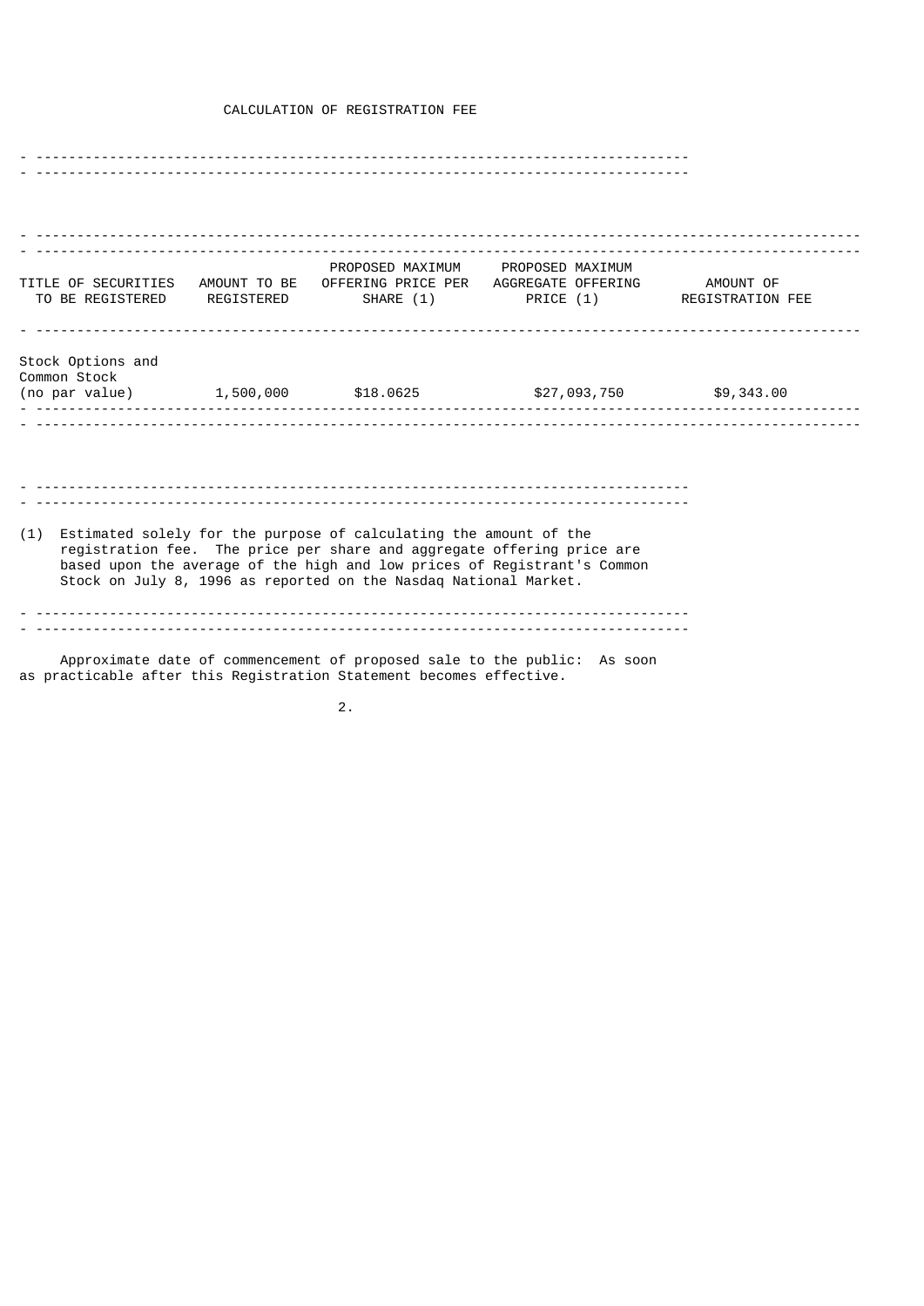CALCULATION OF REGISTRATION FEE

| TITLE OF SECURITIES TO BE REGISTERED | AMOUNT TO BE REGISTERED | PROPOSED MAXIMUM OFFERING PRICE PER SHARE (1) | PROPOSED MAXIMUM AGGREGATE OFFERING PRICE (1) | AMOUNT OF REGISTRATION FEE |
|---|---|---|---|---|
| Stock Options and Common Stock (no par value) | 1,500,000 | $18.0625 | $27,093,750 | $9,343.00 |

(1) Estimated solely for the purpose of calculating the amount of the registration fee. The price per share and aggregate offering price are based upon the average of the high and low prices of Registrant's Common Stock on July 8, 1996 as reported on the Nasdaq National Market.

Approximate date of commencement of proposed sale to the public: As soon as practicable after this Registration Statement becomes effective.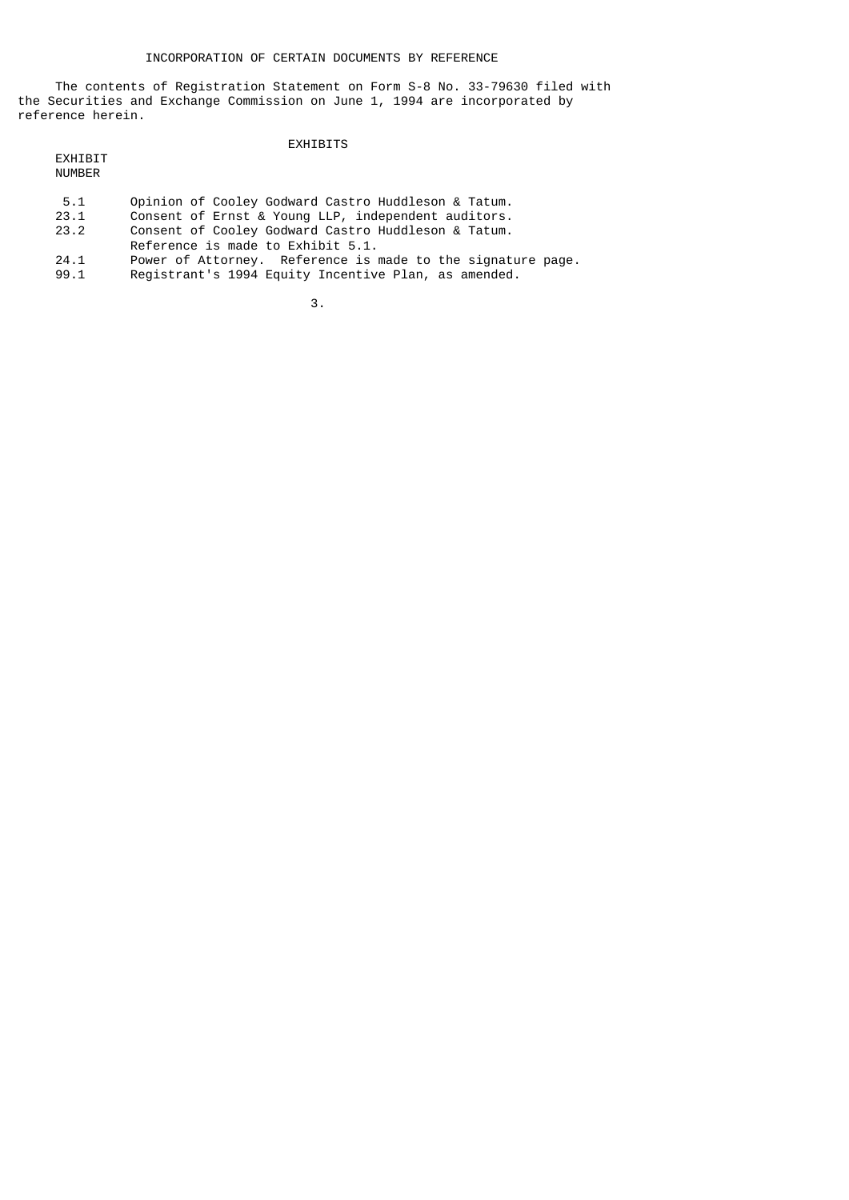## INCORPORATION OF CERTAIN DOCUMENTS BY REFERENCE

The contents of Registration Statement on Form S-8 No. 33-79630 filed with the Securities and Exchange Commission on June 1, 1994 are incorporated by reference herein.

## EXHIBITS

| EXHIBIT NUMBER | |
|---|---|
| 5.1 | Opinion of Cooley Godward Castro Huddleson & Tatum. |
| 23.1 | Consent of Ernst & Young LLP, independent auditors. |
| 23.2 | Consent of Cooley Godward Castro Huddleson & Tatum. Reference is made to Exhibit 5.1. |
| 24.1 | Power of Attorney. Reference is made to the signature page. |
| 99.1 | Registrant's 1994 Equity Incentive Plan, as amended. |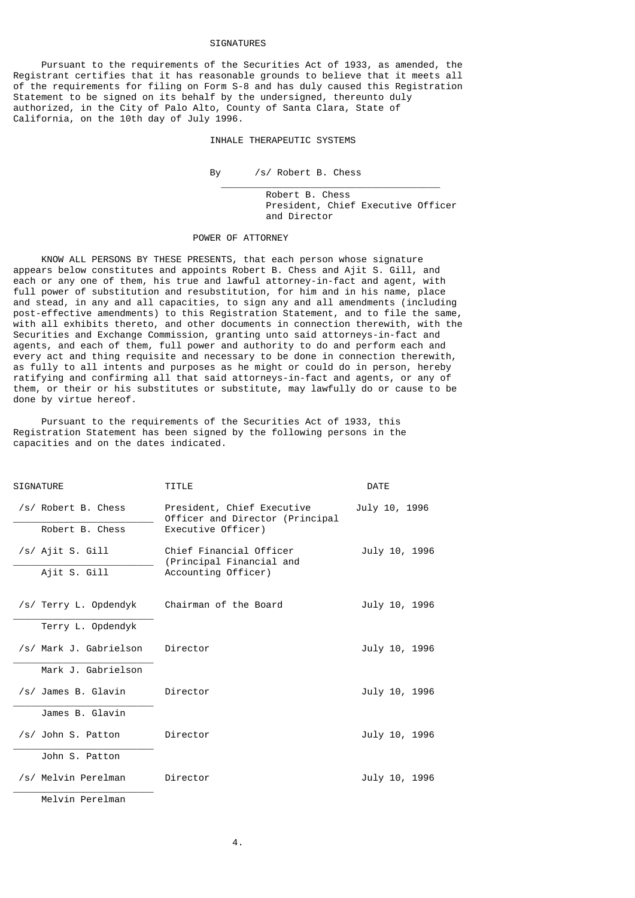# SIGNATURES

Pursuant to the requirements of the Securities Act of 1933, as amended, the Registrant certifies that it has reasonable grounds to believe that it meets all of the requirements for filing on Form S-8 and has duly caused this Registration Statement to be signed on its behalf by the undersigned, thereunto duly authorized, in the City of Palo Alto, County of Santa Clara, State of California, on the 10th day of July 1996.

INHALE THERAPEUTIC SYSTEMS

By /s/ Robert B. Chess

Robert B. Chess
President, Chief Executive Officer
and Director

# POWER OF ATTORNEY

KNOW ALL PERSONS BY THESE PRESENTS, that each person whose signature appears below constitutes and appoints Robert B. Chess and Ajit S. Gill, and each or any one of them, his true and lawful attorney-in-fact and agent, with full power of substitution and resubstitution, for him and in his name, place and stead, in any and all capacities, to sign any and all amendments (including post-effective amendments) to this Registration Statement, and to file the same, with all exhibits thereto, and other documents in connection therewith, with the Securities and Exchange Commission, granting unto said attorneys-in-fact and agents, and each of them, full power and authority to do and perform each and every act and thing requisite and necessary to be done in connection therewith, as fully to all intents and purposes as he might or could do in person, hereby ratifying and confirming all that said attorneys-in-fact and agents, or any of them, or their or his substitutes or substitute, may lawfully do or cause to be done by virtue hereof.

Pursuant to the requirements of the Securities Act of 1933, this Registration Statement has been signed by the following persons in the capacities and on the dates indicated.

| SIGNATURE | TITLE | DATE |
|---|---|---|
| /s/ Robert B. Chess<br>Robert B. Chess | President, Chief Executive Officer and Director (Principal Executive Officer) | July 10, 1996 |
| /s/ Ajit S. Gill<br>Ajit S. Gill | Chief Financial Officer (Principal Financial and Accounting Officer) | July 10, 1996 |
| /s/ Terry L. Opdendyk<br>Terry L. Opdendyk | Chairman of the Board | July 10, 1996 |
| /s/ Mark J. Gabrielson<br>Mark J. Gabrielson | Director | July 10, 1996 |
| /s/ James B. Glavin<br>James B. Glavin | Director | July 10, 1996 |
| /s/ John S. Patton<br>John S. Patton | Director | July 10, 1996 |
| /s/ Melvin Perelman<br>Melvin Perelman | Director | July 10, 1996 |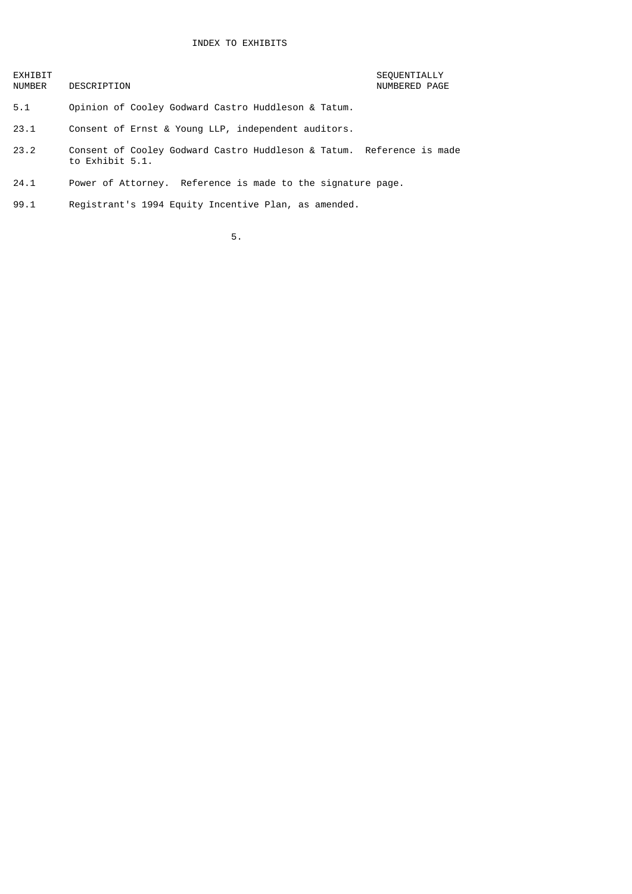# INDEX TO EXHIBITS

| EXHIBIT NUMBER | DESCRIPTION | SEQUENTIALLY NUMBERED PAGE |
|---|---|---|
| 5.1 | Opinion of Cooley Godward Castro Huddleson & Tatum. | |
| 23.1 | Consent of Ernst & Young LLP, independent auditors. | |
| 23.2 | Consent of Cooley Godward Castro Huddleson & Tatum. Reference is made to Exhibit 5.1. | |
| 24.1 | Power of Attorney. Reference is made to the signature page. | |
| 99.1 | Registrant's 1994 Equity Incentive Plan, as amended. | |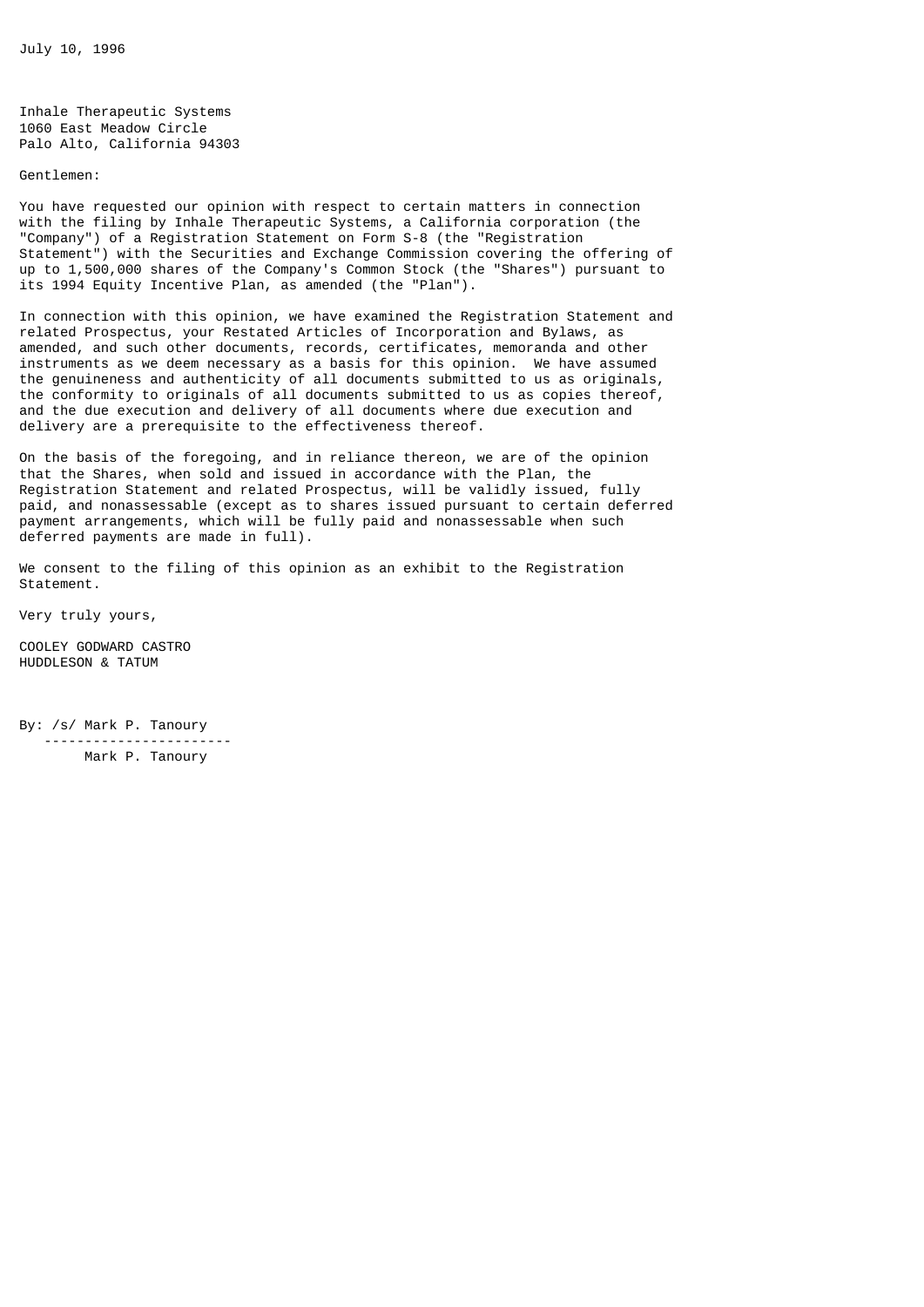July 10, 1996

Inhale Therapeutic Systems
1060 East Meadow Circle
Palo Alto, California 94303

Gentlemen:

You have requested our opinion with respect to certain matters in connection with the filing by Inhale Therapeutic Systems, a California corporation (the "Company") of a Registration Statement on Form S-8 (the "Registration Statement") with the Securities and Exchange Commission covering the offering of up to 1,500,000 shares of the Company's Common Stock (the "Shares") pursuant to its 1994 Equity Incentive Plan, as amended (the "Plan").

In connection with this opinion, we have examined the Registration Statement and related Prospectus, your Restated Articles of Incorporation and Bylaws, as amended, and such other documents, records, certificates, memoranda and other instruments as we deem necessary as a basis for this opinion. We have assumed the genuineness and authenticity of all documents submitted to us as originals, the conformity to originals of all documents submitted to us as copies thereof, and the due execution and delivery of all documents where due execution and delivery are a prerequisite to the effectiveness thereof.

On the basis of the foregoing, and in reliance thereon, we are of the opinion that the Shares, when sold and issued in accordance with the Plan, the Registration Statement and related Prospectus, will be validly issued, fully paid, and nonassessable (except as to shares issued pursuant to certain deferred payment arrangements, which will be fully paid and nonassessable when such deferred payments are made in full).

We consent to the filing of this opinion as an exhibit to the Registration Statement.

Very truly yours,

COOLEY GODWARD CASTRO
HUDDLESON & TATUM

By: /s/ Mark P. Tanoury

Mark P. Tanoury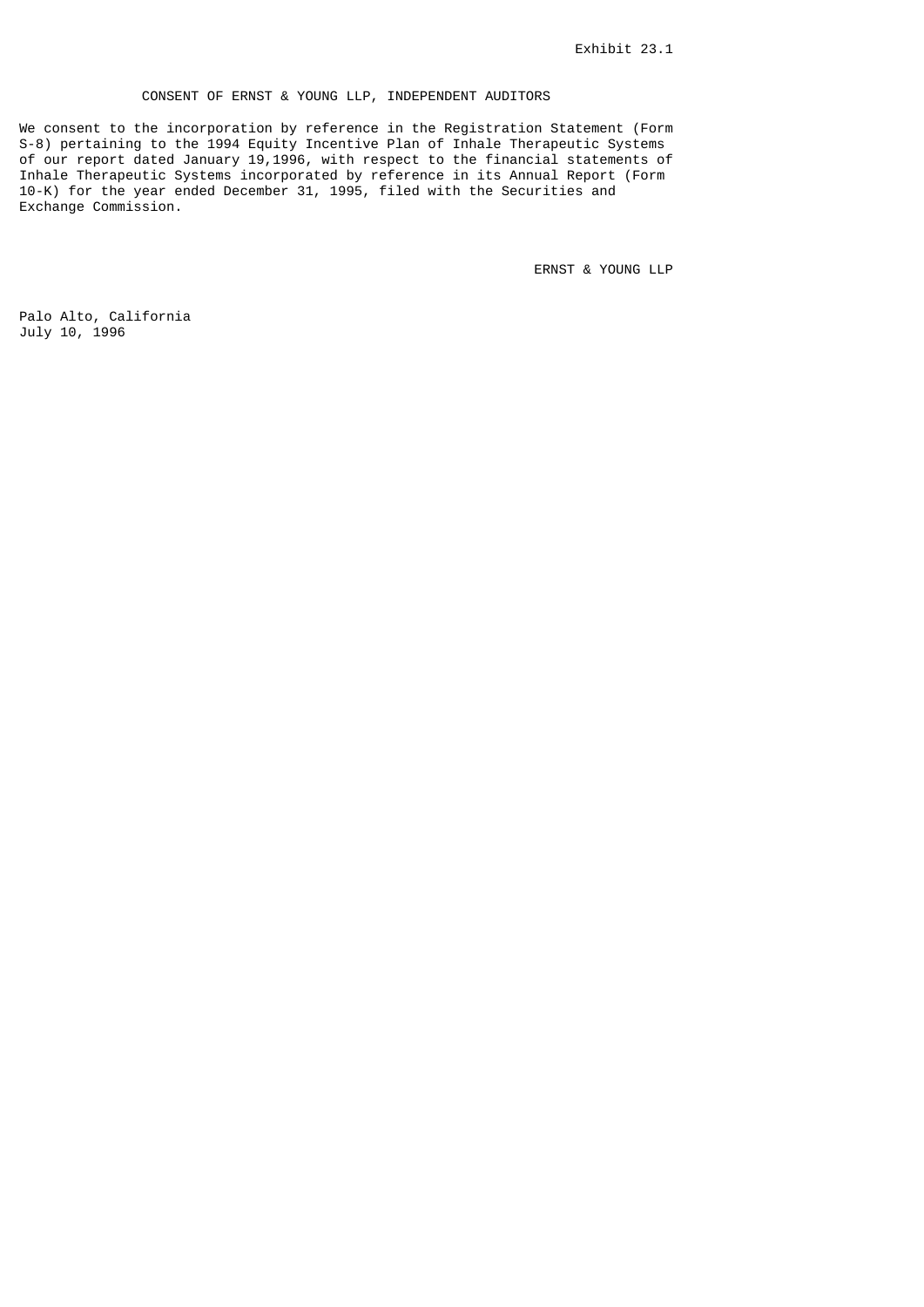Exhibit 23.1

## CONSENT OF ERNST & YOUNG LLP, INDEPENDENT AUDITORS

We consent to the incorporation by reference in the Registration Statement (Form S-8) pertaining to the 1994 Equity Incentive Plan of Inhale Therapeutic Systems of our report dated January 19,1996, with respect to the financial statements of Inhale Therapeutic Systems incorporated by reference in its Annual Report (Form 10-K) for the year ended December 31, 1995, filed with the Securities and Exchange Commission.

ERNST & YOUNG LLP

Palo Alto, California
July 10, 1996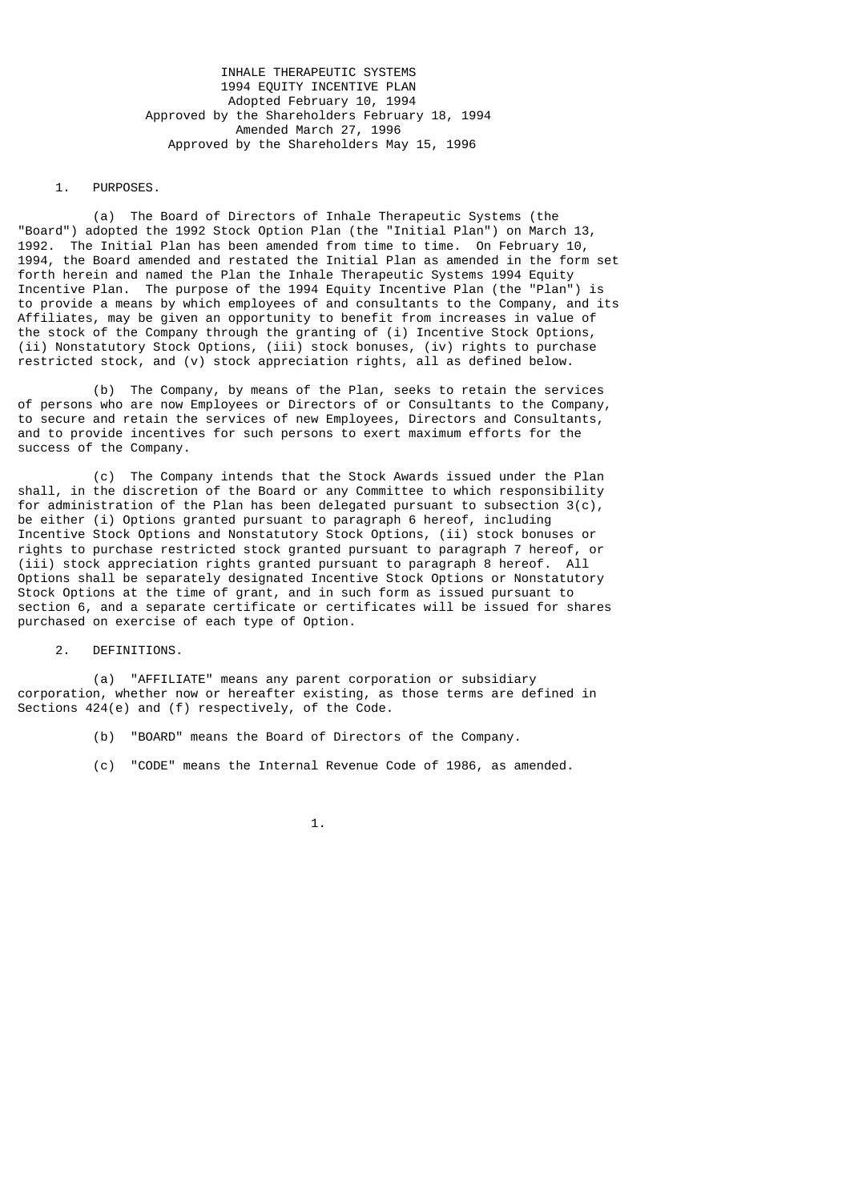# INHALE THERAPEUTIC SYSTEMS
## 1994 EQUITY INCENTIVE PLAN

Adopted February 10, 1994
Approved by the Shareholders February 18, 1994
Amended March 27, 1996
Approved by the Shareholders May 15, 1996

1. PURPOSES.

(a) The Board of Directors of Inhale Therapeutic Systems (the "Board") adopted the 1992 Stock Option Plan (the "Initial Plan") on March 13, 1992. The Initial Plan has been amended from time to time. On February 10, 1994, the Board amended and restated the Initial Plan as amended in the form set forth herein and named the Plan the Inhale Therapeutic Systems 1994 Equity Incentive Plan. The purpose of the 1994 Equity Incentive Plan (the "Plan") is to provide a means by which employees of and consultants to the Company, and its Affiliates, may be given an opportunity to benefit from increases in value of the stock of the Company through the granting of (i) Incentive Stock Options, (ii) Nonstatutory Stock Options, (iii) stock bonuses, (iv) rights to purchase restricted stock, and (v) stock appreciation rights, all as defined below.

(b) The Company, by means of the Plan, seeks to retain the services of persons who are now Employees or Directors of or Consultants to the Company, to secure and retain the services of new Employees, Directors and Consultants, and to provide incentives for such persons to exert maximum efforts for the success of the Company.

(c) The Company intends that the Stock Awards issued under the Plan shall, in the discretion of the Board or any Committee to which responsibility for administration of the Plan has been delegated pursuant to subsection 3(c), be either (i) Options granted pursuant to paragraph 6 hereof, including Incentive Stock Options and Nonstatutory Stock Options, (ii) stock bonuses or rights to purchase restricted stock granted pursuant to paragraph 7 hereof, or (iii) stock appreciation rights granted pursuant to paragraph 8 hereof. All Options shall be separately designated Incentive Stock Options or Nonstatutory Stock Options at the time of grant, and in such form as issued pursuant to section 6, and a separate certificate or certificates will be issued for shares purchased on exercise of each type of Option.

2. DEFINITIONS.

(a) "AFFILIATE" means any parent corporation or subsidiary corporation, whether now or hereafter existing, as those terms are defined in Sections 424(e) and (f) respectively, of the Code.

(b) "BOARD" means the Board of Directors of the Company.

(c) "CODE" means the Internal Revenue Code of 1986, as amended.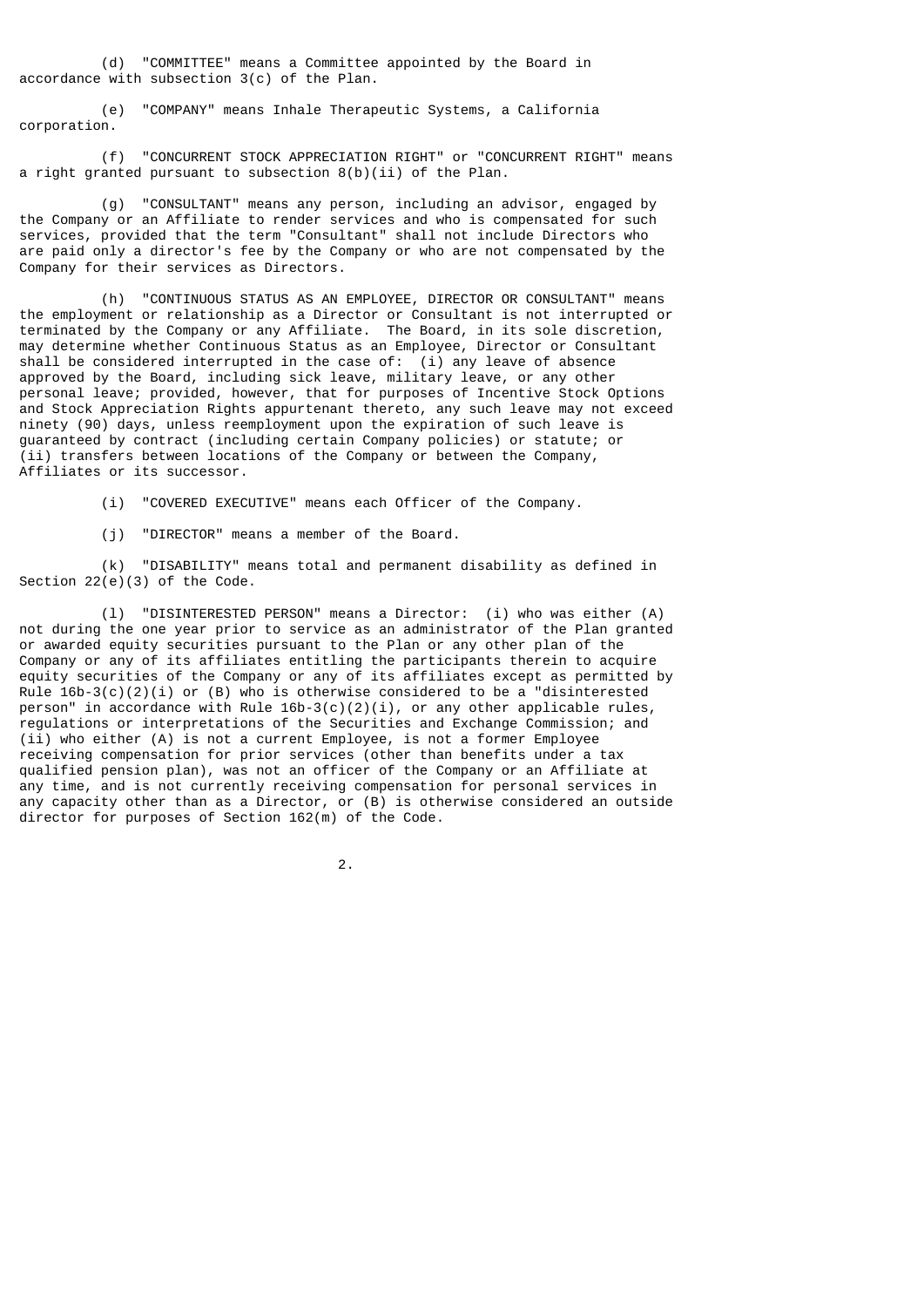(d) "COMMITTEE" means a Committee appointed by the Board in accordance with subsection 3(c) of the Plan.

(e) "COMPANY" means Inhale Therapeutic Systems, a California corporation.

(f) "CONCURRENT STOCK APPRECIATION RIGHT" or "CONCURRENT RIGHT" means a right granted pursuant to subsection 8(b)(ii) of the Plan.

(g) "CONSULTANT" means any person, including an advisor, engaged by the Company or an Affiliate to render services and who is compensated for such services, provided that the term "Consultant" shall not include Directors who are paid only a director's fee by the Company or who are not compensated by the Company for their services as Directors.

(h) "CONTINUOUS STATUS AS AN EMPLOYEE, DIRECTOR OR CONSULTANT" means the employment or relationship as a Director or Consultant is not interrupted or terminated by the Company or any Affiliate. The Board, in its sole discretion, may determine whether Continuous Status as an Employee, Director or Consultant shall be considered interrupted in the case of: (i) any leave of absence approved by the Board, including sick leave, military leave, or any other personal leave; provided, however, that for purposes of Incentive Stock Options and Stock Appreciation Rights appurtenant thereto, any such leave may not exceed ninety (90) days, unless reemployment upon the expiration of such leave is guaranteed by contract (including certain Company policies) or statute; or (ii) transfers between locations of the Company or between the Company, Affiliates or its successor.

(i) "COVERED EXECUTIVE" means each Officer of the Company.

(j) "DIRECTOR" means a member of the Board.

(k) "DISABILITY" means total and permanent disability as defined in Section 22(e)(3) of the Code.

(l) "DISINTERESTED PERSON" means a Director: (i) who was either (A) not during the one year prior to service as an administrator of the Plan granted or awarded equity securities pursuant to the Plan or any other plan of the Company or any of its affiliates entitling the participants therein to acquire equity securities of the Company or any of its affiliates except as permitted by Rule 16b-3(c)(2)(i) or (B) who is otherwise considered to be a "disinterested person" in accordance with Rule 16b-3(c)(2)(i), or any other applicable rules, regulations or interpretations of the Securities and Exchange Commission; and (ii) who either (A) is not a current Employee, is not a former Employee receiving compensation for prior services (other than benefits under a tax qualified pension plan), was not an officer of the Company or an Affiliate at any time, and is not currently receiving compensation for personal services in any capacity other than as a Director, or (B) is otherwise considered an outside director for purposes of Section 162(m) of the Code.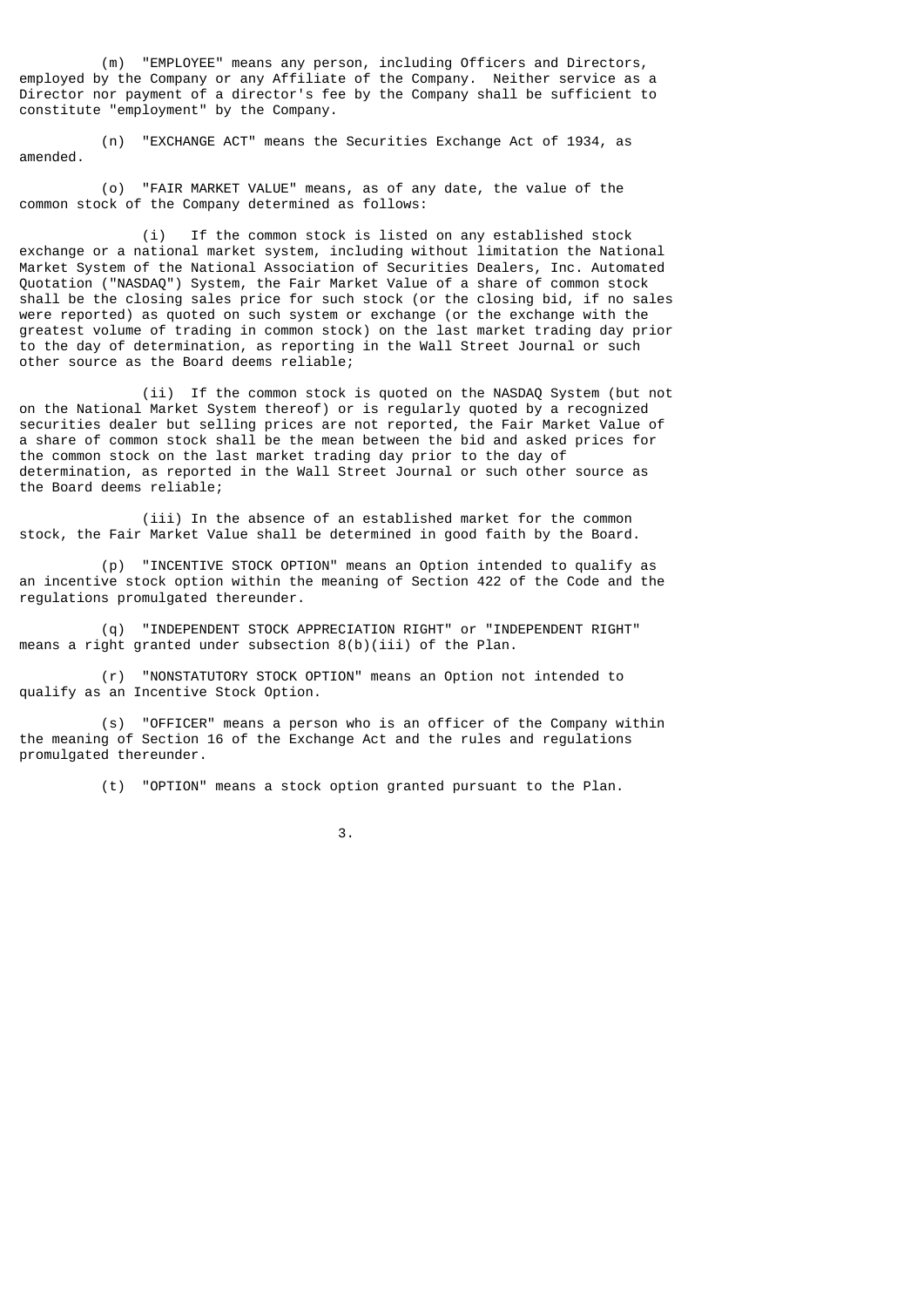(m) "EMPLOYEE" means any person, including Officers and Directors, employed by the Company or any Affiliate of the Company. Neither service as a Director nor payment of a director's fee by the Company shall be sufficient to constitute "employment" by the Company.

(n) "EXCHANGE ACT" means the Securities Exchange Act of 1934, as amended.

(o) "FAIR MARKET VALUE" means, as of any date, the value of the common stock of the Company determined as follows:

(i) If the common stock is listed on any established stock exchange or a national market system, including without limitation the National Market System of the National Association of Securities Dealers, Inc. Automated Quotation ("NASDAQ") System, the Fair Market Value of a share of common stock shall be the closing sales price for such stock (or the closing bid, if no sales were reported) as quoted on such system or exchange (or the exchange with the greatest volume of trading in common stock) on the last market trading day prior to the day of determination, as reporting in the Wall Street Journal or such other source as the Board deems reliable;

(ii) If the common stock is quoted on the NASDAQ System (but not on the National Market System thereof) or is regularly quoted by a recognized securities dealer but selling prices are not reported, the Fair Market Value of a share of common stock shall be the mean between the bid and asked prices for the common stock on the last market trading day prior to the day of determination, as reported in the Wall Street Journal or such other source as the Board deems reliable;

(iii) In the absence of an established market for the common stock, the Fair Market Value shall be determined in good faith by the Board.

(p) "INCENTIVE STOCK OPTION" means an Option intended to qualify as an incentive stock option within the meaning of Section 422 of the Code and the regulations promulgated thereunder.

(q) "INDEPENDENT STOCK APPRECIATION RIGHT" or "INDEPENDENT RIGHT" means a right granted under subsection 8(b)(iii) of the Plan.

(r) "NONSTATUTORY STOCK OPTION" means an Option not intended to qualify as an Incentive Stock Option.

(s) "OFFICER" means a person who is an officer of the Company within the meaning of Section 16 of the Exchange Act and the rules and regulations promulgated thereunder.

(t) "OPTION" means a stock option granted pursuant to the Plan.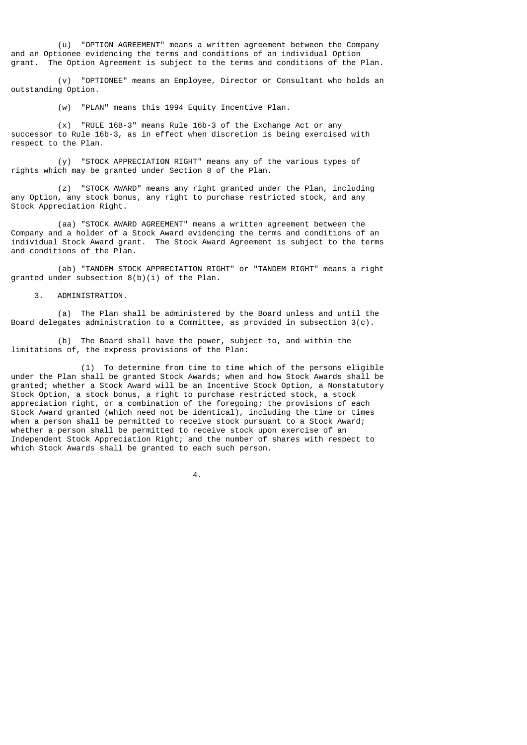(u) "OPTION AGREEMENT" means a written agreement between the Company and an Optionee evidencing the terms and conditions of an individual Option grant. The Option Agreement is subject to the terms and conditions of the Plan.

(v) "OPTIONEE" means an Employee, Director or Consultant who holds an outstanding Option.

(w) "PLAN" means this 1994 Equity Incentive Plan.

(x) "RULE 16B-3" means Rule 16b-3 of the Exchange Act or any successor to Rule 16b-3, as in effect when discretion is being exercised with respect to the Plan.

(y) "STOCK APPRECIATION RIGHT" means any of the various types of rights which may be granted under Section 8 of the Plan.

(z) "STOCK AWARD" means any right granted under the Plan, including any Option, any stock bonus, any right to purchase restricted stock, and any Stock Appreciation Right.

(aa) "STOCK AWARD AGREEMENT" means a written agreement between the Company and a holder of a Stock Award evidencing the terms and conditions of an individual Stock Award grant. The Stock Award Agreement is subject to the terms and conditions of the Plan.

(ab) "TANDEM STOCK APPRECIATION RIGHT" or "TANDEM RIGHT" means a right granted under subsection 8(b)(i) of the Plan.

3. ADMINISTRATION.

(a) The Plan shall be administered by the Board unless and until the Board delegates administration to a Committee, as provided in subsection 3(c).

(b) The Board shall have the power, subject to, and within the limitations of, the express provisions of the Plan:

(1) To determine from time to time which of the persons eligible under the Plan shall be granted Stock Awards; when and how Stock Awards shall be granted; whether a Stock Award will be an Incentive Stock Option, a Nonstatutory Stock Option, a stock bonus, a right to purchase restricted stock, a stock appreciation right, or a combination of the foregoing; the provisions of each Stock Award granted (which need not be identical), including the time or times when a person shall be permitted to receive stock pursuant to a Stock Award; whether a person shall be permitted to receive stock upon exercise of an Independent Stock Appreciation Right; and the number of shares with respect to which Stock Awards shall be granted to each such person.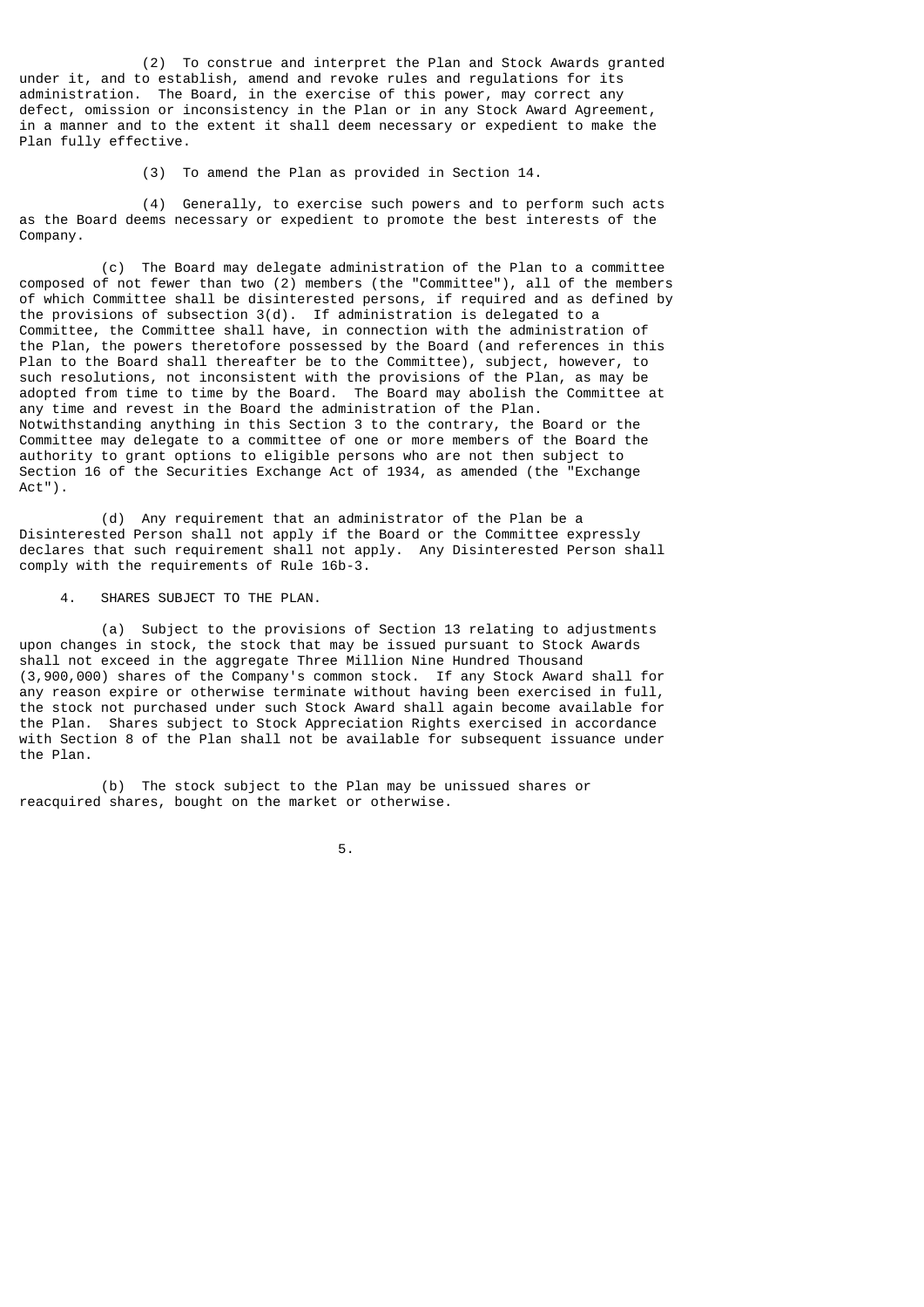(2) To construe and interpret the Plan and Stock Awards granted under it, and to establish, amend and revoke rules and regulations for its administration. The Board, in the exercise of this power, may correct any defect, omission or inconsistency in the Plan or in any Stock Award Agreement, in a manner and to the extent it shall deem necessary or expedient to make the Plan fully effective.

(3) To amend the Plan as provided in Section 14.

(4) Generally, to exercise such powers and to perform such acts as the Board deems necessary or expedient to promote the best interests of the Company.

(c) The Board may delegate administration of the Plan to a committee composed of not fewer than two (2) members (the "Committee"), all of the members of which Committee shall be disinterested persons, if required and as defined by the provisions of subsection 3(d). If administration is delegated to a Committee, the Committee shall have, in connection with the administration of the Plan, the powers theretofore possessed by the Board (and references in this Plan to the Board shall thereafter be to the Committee), subject, however, to such resolutions, not inconsistent with the provisions of the Plan, as may be adopted from time to time by the Board. The Board may abolish the Committee at any time and revest in the Board the administration of the Plan. Notwithstanding anything in this Section 3 to the contrary, the Board or the Committee may delegate to a committee of one or more members of the Board the authority to grant options to eligible persons who are not then subject to Section 16 of the Securities Exchange Act of 1934, as amended (the "Exchange Act").

(d) Any requirement that an administrator of the Plan be a Disinterested Person shall not apply if the Board or the Committee expressly declares that such requirement shall not apply. Any Disinterested Person shall comply with the requirements of Rule 16b-3.

4. SHARES SUBJECT TO THE PLAN.

(a) Subject to the provisions of Section 13 relating to adjustments upon changes in stock, the stock that may be issued pursuant to Stock Awards shall not exceed in the aggregate Three Million Nine Hundred Thousand (3,900,000) shares of the Company's common stock. If any Stock Award shall for any reason expire or otherwise terminate without having been exercised in full, the stock not purchased under such Stock Award shall again become available for the Plan. Shares subject to Stock Appreciation Rights exercised in accordance with Section 8 of the Plan shall not be available for subsequent issuance under the Plan.

(b) The stock subject to the Plan may be unissued shares or reacquired shares, bought on the market or otherwise.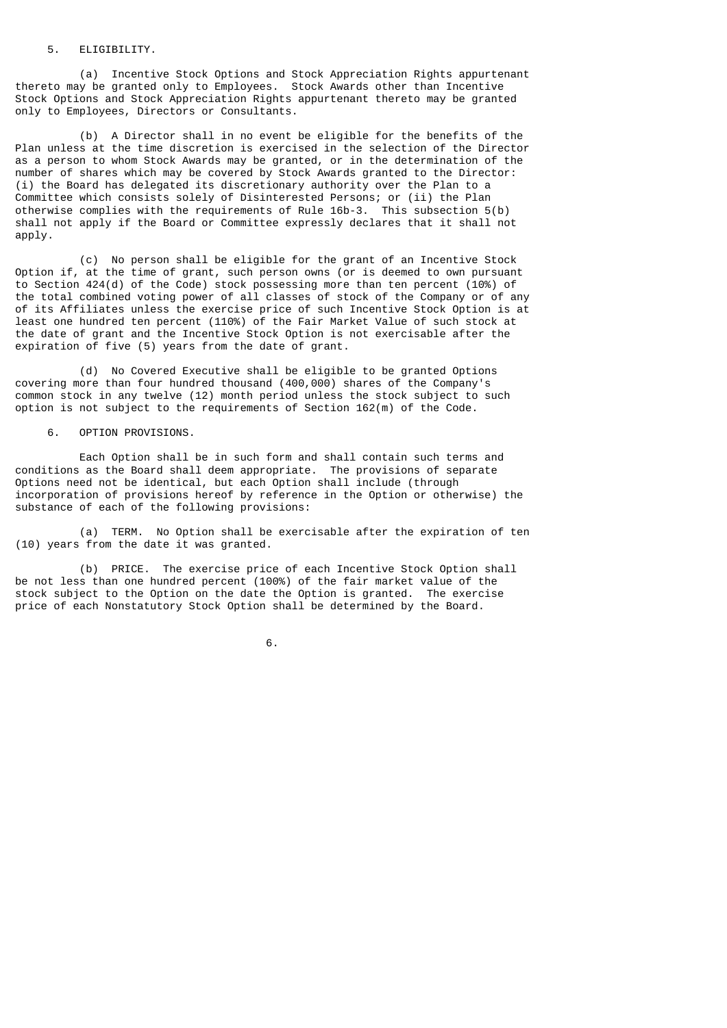## 5. ELIGIBILITY.

(a) Incentive Stock Options and Stock Appreciation Rights appurtenant thereto may be granted only to Employees. Stock Awards other than Incentive Stock Options and Stock Appreciation Rights appurtenant thereto may be granted only to Employees, Directors or Consultants.

(b) A Director shall in no event be eligible for the benefits of the Plan unless at the time discretion is exercised in the selection of the Director as a person to whom Stock Awards may be granted, or in the determination of the number of shares which may be covered by Stock Awards granted to the Director: (i) the Board has delegated its discretionary authority over the Plan to a Committee which consists solely of Disinterested Persons; or (ii) the Plan otherwise complies with the requirements of Rule 16b-3. This subsection 5(b) shall not apply if the Board or Committee expressly declares that it shall not apply.

(c) No person shall be eligible for the grant of an Incentive Stock Option if, at the time of grant, such person owns (or is deemed to own pursuant to Section 424(d) of the Code) stock possessing more than ten percent (10%) of the total combined voting power of all classes of stock of the Company or of any of its Affiliates unless the exercise price of such Incentive Stock Option is at least one hundred ten percent (110%) of the Fair Market Value of such stock at the date of grant and the Incentive Stock Option is not exercisable after the expiration of five (5) years from the date of grant.

(d) No Covered Executive shall be eligible to be granted Options covering more than four hundred thousand (400,000) shares of the Company's common stock in any twelve (12) month period unless the stock subject to such option is not subject to the requirements of Section 162(m) of the Code.

## 6. OPTION PROVISIONS.

Each Option shall be in such form and shall contain such terms and conditions as the Board shall deem appropriate. The provisions of separate Options need not be identical, but each Option shall include (through incorporation of provisions hereof by reference in the Option or otherwise) the substance of each of the following provisions:

(a) TERM. No Option shall be exercisable after the expiration of ten (10) years from the date it was granted.

(b) PRICE. The exercise price of each Incentive Stock Option shall be not less than one hundred percent (100%) of the fair market value of the stock subject to the Option on the date the Option is granted. The exercise price of each Nonstatutory Stock Option shall be determined by the Board.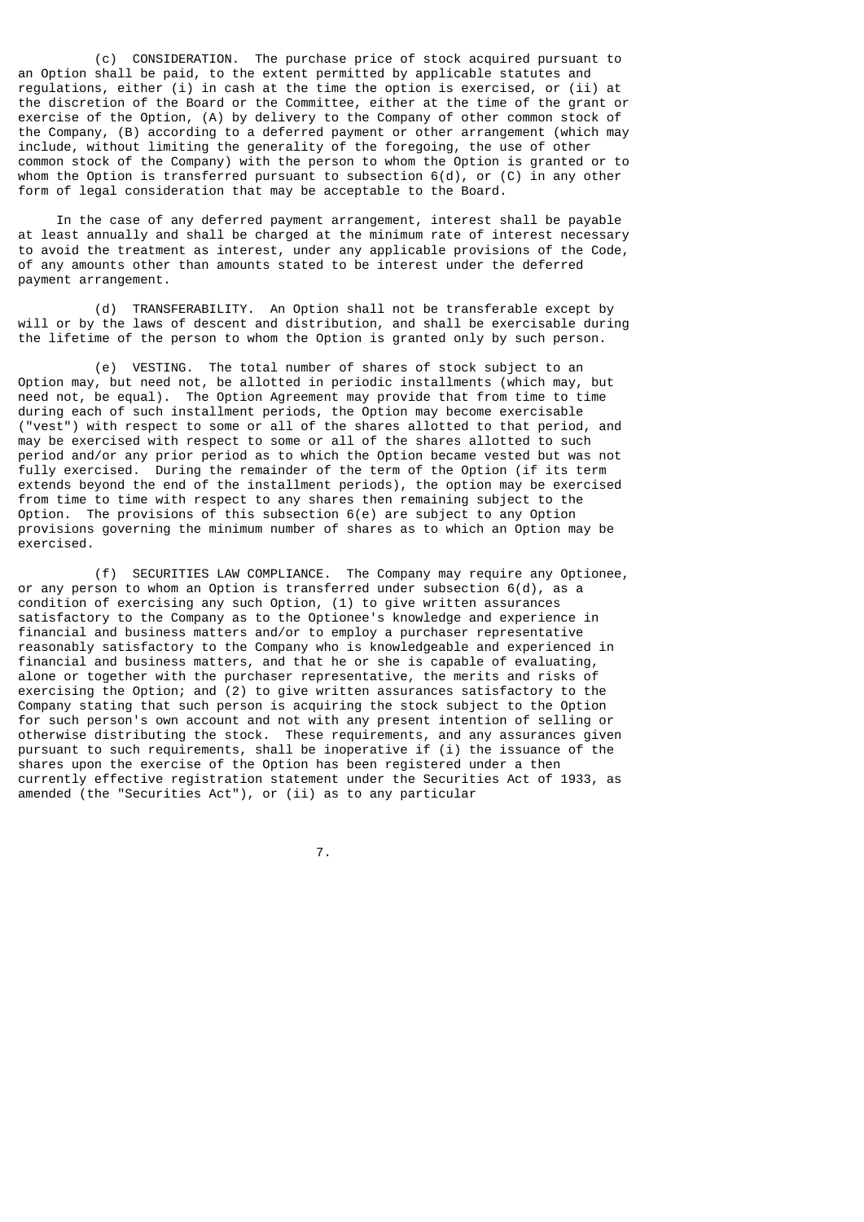(c) CONSIDERATION. The purchase price of stock acquired pursuant to an Option shall be paid, to the extent permitted by applicable statutes and regulations, either (i) in cash at the time the option is exercised, or (ii) at the discretion of the Board or the Committee, either at the time of the grant or exercise of the Option, (A) by delivery to the Company of other common stock of the Company, (B) according to a deferred payment or other arrangement (which may include, without limiting the generality of the foregoing, the use of other common stock of the Company) with the person to whom the Option is granted or to whom the Option is transferred pursuant to subsection 6(d), or (C) in any other form of legal consideration that may be acceptable to the Board.

In the case of any deferred payment arrangement, interest shall be payable at least annually and shall be charged at the minimum rate of interest necessary to avoid the treatment as interest, under any applicable provisions of the Code, of any amounts other than amounts stated to be interest under the deferred payment arrangement.

(d) TRANSFERABILITY. An Option shall not be transferable except by will or by the laws of descent and distribution, and shall be exercisable during the lifetime of the person to whom the Option is granted only by such person.

(e) VESTING. The total number of shares of stock subject to an Option may, but need not, be allotted in periodic installments (which may, but need not, be equal). The Option Agreement may provide that from time to time during each of such installment periods, the Option may become exercisable ("vest") with respect to some or all of the shares allotted to that period, and may be exercised with respect to some or all of the shares allotted to such period and/or any prior period as to which the Option became vested but was not fully exercised. During the remainder of the term of the Option (if its term extends beyond the end of the installment periods), the option may be exercised from time to time with respect to any shares then remaining subject to the Option. The provisions of this subsection 6(e) are subject to any Option provisions governing the minimum number of shares as to which an Option may be exercised.

(f) SECURITIES LAW COMPLIANCE. The Company may require any Optionee, or any person to whom an Option is transferred under subsection 6(d), as a condition of exercising any such Option, (1) to give written assurances satisfactory to the Company as to the Optionee's knowledge and experience in financial and business matters and/or to employ a purchaser representative reasonably satisfactory to the Company who is knowledgeable and experienced in financial and business matters, and that he or she is capable of evaluating, alone or together with the purchaser representative, the merits and risks of exercising the Option; and (2) to give written assurances satisfactory to the Company stating that such person is acquiring the stock subject to the Option for such person's own account and not with any present intention of selling or otherwise distributing the stock. These requirements, and any assurances given pursuant to such requirements, shall be inoperative if (i) the issuance of the shares upon the exercise of the Option has been registered under a then currently effective registration statement under the Securities Act of 1933, as amended (the "Securities Act"), or (ii) as to any particular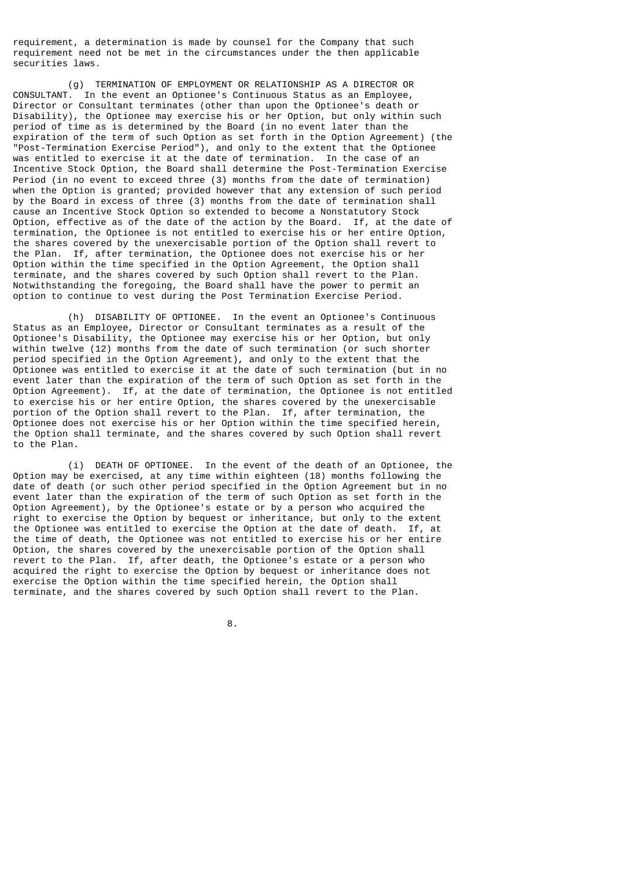requirement, a determination is made by counsel for the Company that such requirement need not be met in the circumstances under the then applicable securities laws.

(g) TERMINATION OF EMPLOYMENT OR RELATIONSHIP AS A DIRECTOR OR CONSULTANT. In the event an Optionee's Continuous Status as an Employee, Director or Consultant terminates (other than upon the Optionee's death or Disability), the Optionee may exercise his or her Option, but only within such period of time as is determined by the Board (in no event later than the expiration of the term of such Option as set forth in the Option Agreement) (the "Post-Termination Exercise Period"), and only to the extent that the Optionee was entitled to exercise it at the date of termination. In the case of an Incentive Stock Option, the Board shall determine the Post-Termination Exercise Period (in no event to exceed three (3) months from the date of termination) when the Option is granted; provided however that any extension of such period by the Board in excess of three (3) months from the date of termination shall cause an Incentive Stock Option so extended to become a Nonstatutory Stock Option, effective as of the date of the action by the Board. If, at the date of termination, the Optionee is not entitled to exercise his or her entire Option, the shares covered by the unexercisable portion of the Option shall revert to the Plan. If, after termination, the Optionee does not exercise his or her Option within the time specified in the Option Agreement, the Option shall terminate, and the shares covered by such Option shall revert to the Plan. Notwithstanding the foregoing, the Board shall have the power to permit an option to continue to vest during the Post Termination Exercise Period.

(h) DISABILITY OF OPTIONEE. In the event an Optionee's Continuous Status as an Employee, Director or Consultant terminates as a result of the Optionee's Disability, the Optionee may exercise his or her Option, but only within twelve (12) months from the date of such termination (or such shorter period specified in the Option Agreement), and only to the extent that the Optionee was entitled to exercise it at the date of such termination (but in no event later than the expiration of the term of such Option as set forth in the Option Agreement). If, at the date of termination, the Optionee is not entitled to exercise his or her entire Option, the shares covered by the unexercisable portion of the Option shall revert to the Plan. If, after termination, the Optionee does not exercise his or her Option within the time specified herein, the Option shall terminate, and the shares covered by such Option shall revert to the Plan.

(i) DEATH OF OPTIONEE. In the event of the death of an Optionee, the Option may be exercised, at any time within eighteen (18) months following the date of death (or such other period specified in the Option Agreement but in no event later than the expiration of the term of such Option as set forth in the Option Agreement), by the Optionee's estate or by a person who acquired the right to exercise the Option by bequest or inheritance, but only to the extent the Optionee was entitled to exercise the Option at the date of death. If, at the time of death, the Optionee was not entitled to exercise his or her entire Option, the shares covered by the unexercisable portion of the Option shall revert to the Plan. If, after death, the Optionee's estate or a person who acquired the right to exercise the Option by bequest or inheritance does not exercise the Option within the time specified herein, the Option shall terminate, and the shares covered by such Option shall revert to the Plan.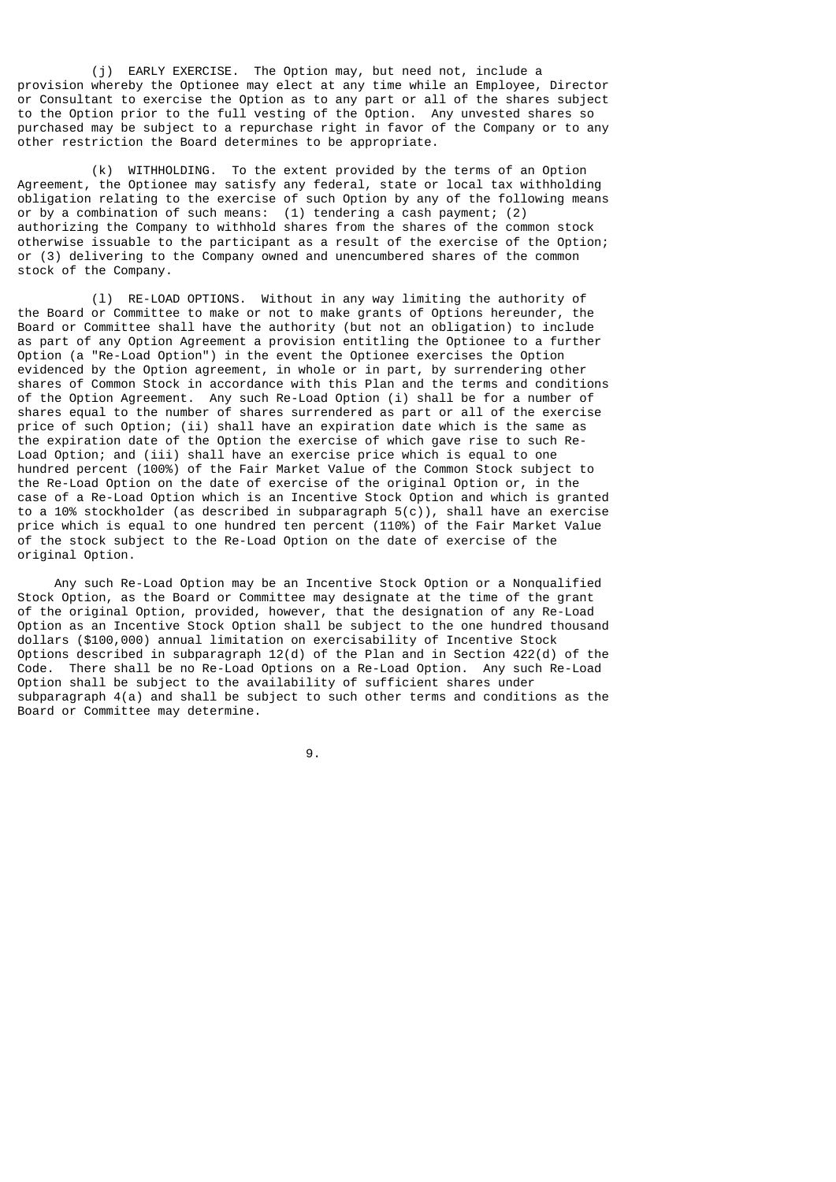(j) EARLY EXERCISE. The Option may, but need not, include a provision whereby the Optionee may elect at any time while an Employee, Director or Consultant to exercise the Option as to any part or all of the shares subject to the Option prior to the full vesting of the Option. Any unvested shares so purchased may be subject to a repurchase right in favor of the Company or to any other restriction the Board determines to be appropriate.

(k) WITHHOLDING. To the extent provided by the terms of an Option Agreement, the Optionee may satisfy any federal, state or local tax withholding obligation relating to the exercise of such Option by any of the following means or by a combination of such means: (1) tendering a cash payment; (2) authorizing the Company to withhold shares from the shares of the common stock otherwise issuable to the participant as a result of the exercise of the Option; or (3) delivering to the Company owned and unencumbered shares of the common stock of the Company.

(l) RE-LOAD OPTIONS. Without in any way limiting the authority of the Board or Committee to make or not to make grants of Options hereunder, the Board or Committee shall have the authority (but not an obligation) to include as part of any Option Agreement a provision entitling the Optionee to a further Option (a "Re-Load Option") in the event the Optionee exercises the Option evidenced by the Option agreement, in whole or in part, by surrendering other shares of Common Stock in accordance with this Plan and the terms and conditions of the Option Agreement. Any such Re-Load Option (i) shall be for a number of shares equal to the number of shares surrendered as part or all of the exercise price of such Option; (ii) shall have an expiration date which is the same as the expiration date of the Option the exercise of which gave rise to such Re-Load Option; and (iii) shall have an exercise price which is equal to one hundred percent (100%) of the Fair Market Value of the Common Stock subject to the Re-Load Option on the date of exercise of the original Option or, in the case of a Re-Load Option which is an Incentive Stock Option and which is granted to a 10% stockholder (as described in subparagraph 5(c)), shall have an exercise price which is equal to one hundred ten percent (110%) of the Fair Market Value of the stock subject to the Re-Load Option on the date of exercise of the original Option.

Any such Re-Load Option may be an Incentive Stock Option or a Nonqualified Stock Option, as the Board or Committee may designate at the time of the grant of the original Option, provided, however, that the designation of any Re-Load Option as an Incentive Stock Option shall be subject to the one hundred thousand dollars ($100,000) annual limitation on exercisability of Incentive Stock Options described in subparagraph 12(d) of the Plan and in Section 422(d) of the Code. There shall be no Re-Load Options on a Re-Load Option. Any such Re-Load Option shall be subject to the availability of sufficient shares under subparagraph 4(a) and shall be subject to such other terms and conditions as the Board or Committee may determine.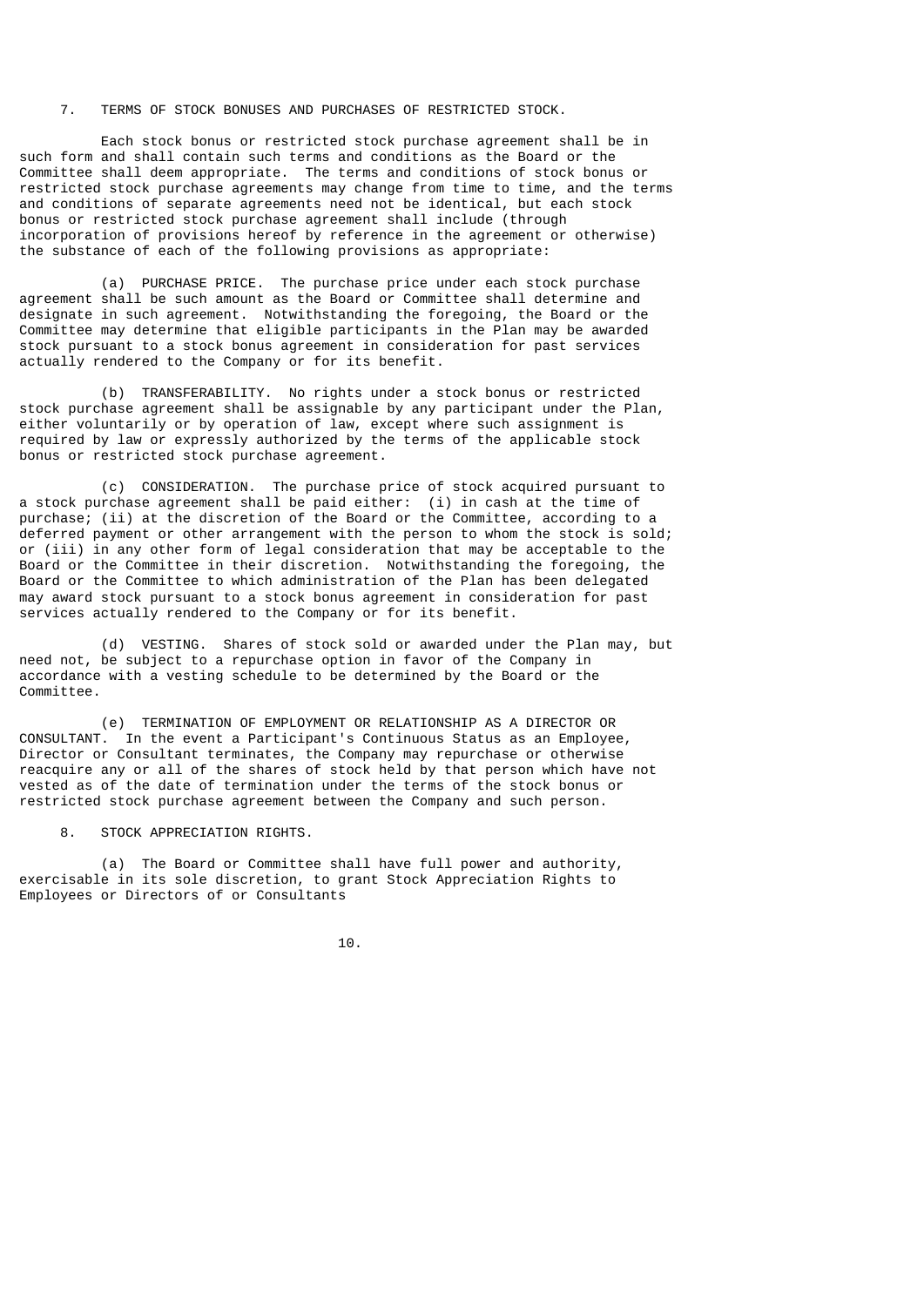7. TERMS OF STOCK BONUSES AND PURCHASES OF RESTRICTED STOCK.

Each stock bonus or restricted stock purchase agreement shall be in such form and shall contain such terms and conditions as the Board or the Committee shall deem appropriate. The terms and conditions of stock bonus or restricted stock purchase agreements may change from time to time, and the terms and conditions of separate agreements need not be identical, but each stock bonus or restricted stock purchase agreement shall include (through incorporation of provisions hereof by reference in the agreement or otherwise) the substance of each of the following provisions as appropriate:

(a) PURCHASE PRICE. The purchase price under each stock purchase agreement shall be such amount as the Board or Committee shall determine and designate in such agreement. Notwithstanding the foregoing, the Board or the Committee may determine that eligible participants in the Plan may be awarded stock pursuant to a stock bonus agreement in consideration for past services actually rendered to the Company or for its benefit.

(b) TRANSFERABILITY. No rights under a stock bonus or restricted stock purchase agreement shall be assignable by any participant under the Plan, either voluntarily or by operation of law, except where such assignment is required by law or expressly authorized by the terms of the applicable stock bonus or restricted stock purchase agreement.

(c) CONSIDERATION. The purchase price of stock acquired pursuant to a stock purchase agreement shall be paid either: (i) in cash at the time of purchase; (ii) at the discretion of the Board or the Committee, according to a deferred payment or other arrangement with the person to whom the stock is sold; or (iii) in any other form of legal consideration that may be acceptable to the Board or the Committee in their discretion. Notwithstanding the foregoing, the Board or the Committee to which administration of the Plan has been delegated may award stock pursuant to a stock bonus agreement in consideration for past services actually rendered to the Company or for its benefit.

(d) VESTING. Shares of stock sold or awarded under the Plan may, but need not, be subject to a repurchase option in favor of the Company in accordance with a vesting schedule to be determined by the Board or the Committee.

(e) TERMINATION OF EMPLOYMENT OR RELATIONSHIP AS A DIRECTOR OR CONSULTANT. In the event a Participant's Continuous Status as an Employee, Director or Consultant terminates, the Company may repurchase or otherwise reacquire any or all of the shares of stock held by that person which have not vested as of the date of termination under the terms of the stock bonus or restricted stock purchase agreement between the Company and such person.

8. STOCK APPRECIATION RIGHTS.

(a) The Board or Committee shall have full power and authority, exercisable in its sole discretion, to grant Stock Appreciation Rights to Employees or Directors of or Consultants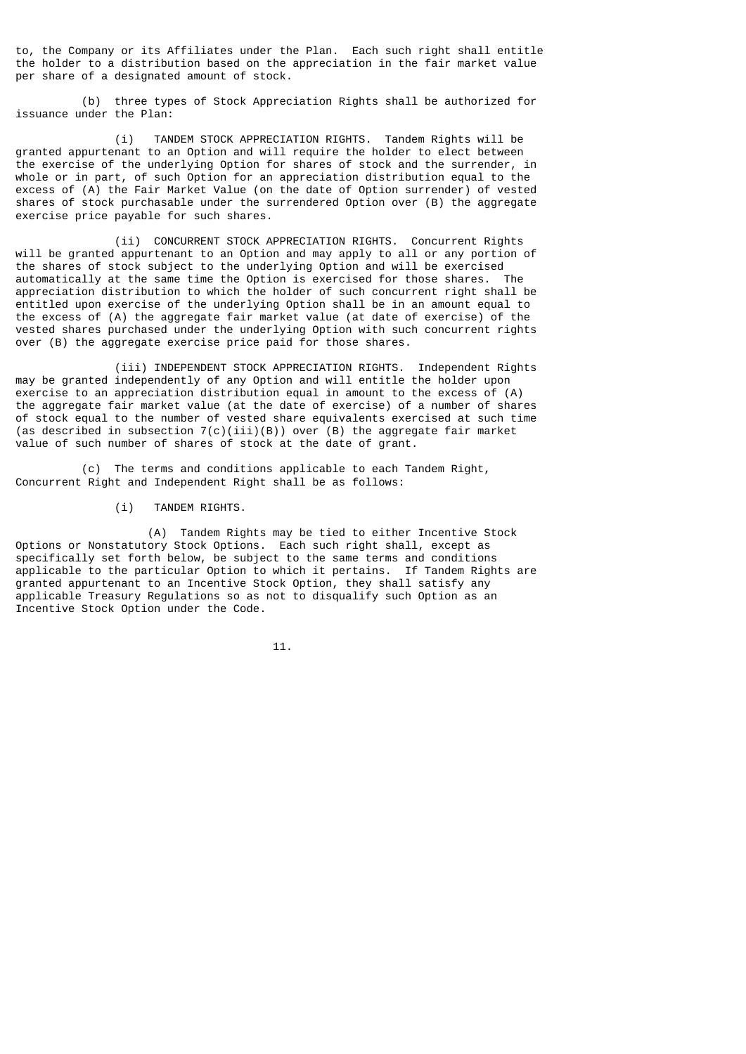to, the Company or its Affiliates under the Plan. Each such right shall entitle the holder to a distribution based on the appreciation in the fair market value per share of a designated amount of stock.

(b) three types of Stock Appreciation Rights shall be authorized for issuance under the Plan:

(i) TANDEM STOCK APPRECIATION RIGHTS. Tandem Rights will be granted appurtenant to an Option and will require the holder to elect between the exercise of the underlying Option for shares of stock and the surrender, in whole or in part, of such Option for an appreciation distribution equal to the excess of (A) the Fair Market Value (on the date of Option surrender) of vested shares of stock purchasable under the surrendered Option over (B) the aggregate exercise price payable for such shares.

(ii) CONCURRENT STOCK APPRECIATION RIGHTS. Concurrent Rights will be granted appurtenant to an Option and may apply to all or any portion of the shares of stock subject to the underlying Option and will be exercised automatically at the same time the Option is exercised for those shares. The appreciation distribution to which the holder of such concurrent right shall be entitled upon exercise of the underlying Option shall be in an amount equal to the excess of (A) the aggregate fair market value (at date of exercise) of the vested shares purchased under the underlying Option with such concurrent rights over (B) the aggregate exercise price paid for those shares.

(iii) INDEPENDENT STOCK APPRECIATION RIGHTS. Independent Rights may be granted independently of any Option and will entitle the holder upon exercise to an appreciation distribution equal in amount to the excess of (A) the aggregate fair market value (at the date of exercise) of a number of shares of stock equal to the number of vested share equivalents exercised at such time (as described in subsection 7(c)(iii)(B)) over (B) the aggregate fair market value of such number of shares of stock at the date of grant.

(c) The terms and conditions applicable to each Tandem Right, Concurrent Right and Independent Right shall be as follows:

(i) TANDEM RIGHTS.

(A) Tandem Rights may be tied to either Incentive Stock Options or Nonstatutory Stock Options. Each such right shall, except as specifically set forth below, be subject to the same terms and conditions applicable to the particular Option to which it pertains. If Tandem Rights are granted appurtenant to an Incentive Stock Option, they shall satisfy any applicable Treasury Regulations so as not to disqualify such Option as an Incentive Stock Option under the Code.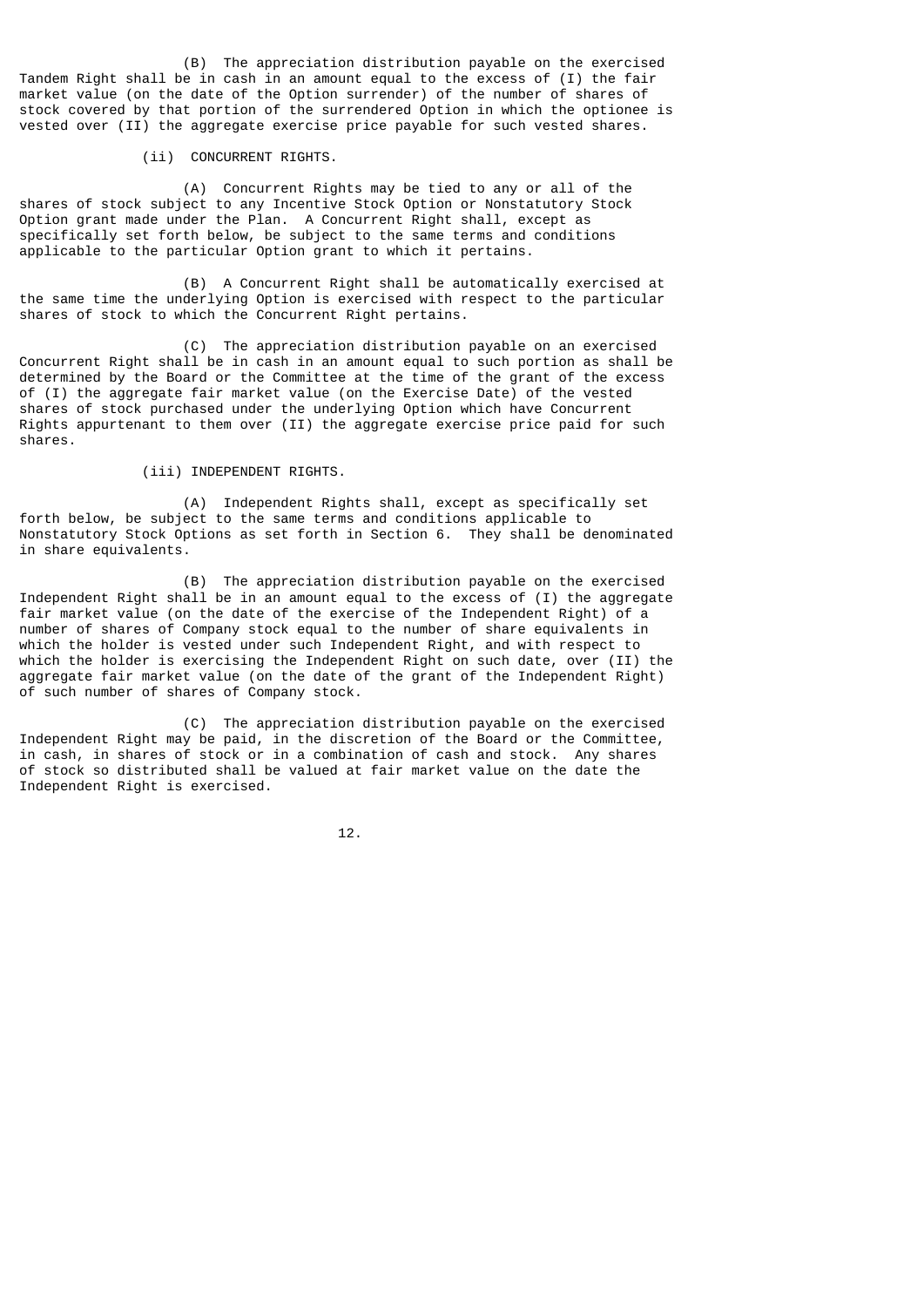(B) The appreciation distribution payable on the exercised Tandem Right shall be in cash in an amount equal to the excess of (I) the fair market value (on the date of the Option surrender) of the number of shares of stock covered by that portion of the surrendered Option in which the optionee is vested over (II) the aggregate exercise price payable for such vested shares.

(ii) CONCURRENT RIGHTS.

(A) Concurrent Rights may be tied to any or all of the shares of stock subject to any Incentive Stock Option or Nonstatutory Stock Option grant made under the Plan. A Concurrent Right shall, except as specifically set forth below, be subject to the same terms and conditions applicable to the particular Option grant to which it pertains.

(B) A Concurrent Right shall be automatically exercised at the same time the underlying Option is exercised with respect to the particular shares of stock to which the Concurrent Right pertains.

(C) The appreciation distribution payable on an exercised Concurrent Right shall be in cash in an amount equal to such portion as shall be determined by the Board or the Committee at the time of the grant of the excess of (I) the aggregate fair market value (on the Exercise Date) of the vested shares of stock purchased under the underlying Option which have Concurrent Rights appurtenant to them over (II) the aggregate exercise price paid for such shares.

(iii) INDEPENDENT RIGHTS.

(A) Independent Rights shall, except as specifically set forth below, be subject to the same terms and conditions applicable to Nonstatutory Stock Options as set forth in Section 6. They shall be denominated in share equivalents.

(B) The appreciation distribution payable on the exercised Independent Right shall be in an amount equal to the excess of (I) the aggregate fair market value (on the date of the exercise of the Independent Right) of a number of shares of Company stock equal to the number of share equivalents in which the holder is vested under such Independent Right, and with respect to which the holder is exercising the Independent Right on such date, over (II) the aggregate fair market value (on the date of the grant of the Independent Right) of such number of shares of Company stock.

(C) The appreciation distribution payable on the exercised Independent Right may be paid, in the discretion of the Board or the Committee, in cash, in shares of stock or in a combination of cash and stock. Any shares of stock so distributed shall be valued at fair market value on the date the Independent Right is exercised.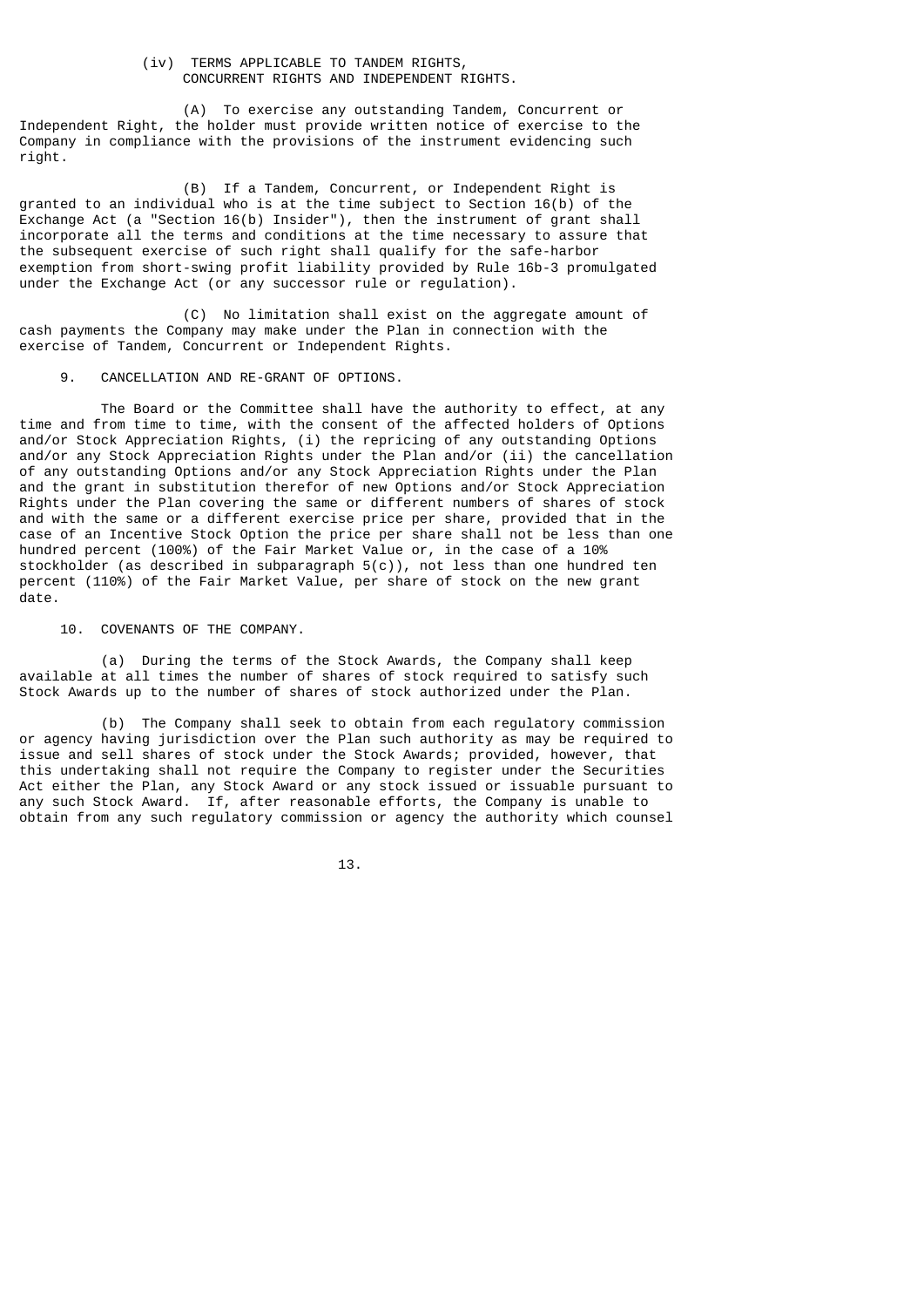(iv) TERMS APPLICABLE TO TANDEM RIGHTS, CONCURRENT RIGHTS AND INDEPENDENT RIGHTS.

(A) To exercise any outstanding Tandem, Concurrent or Independent Right, the holder must provide written notice of exercise to the Company in compliance with the provisions of the instrument evidencing such right.

(B) If a Tandem, Concurrent, or Independent Right is granted to an individual who is at the time subject to Section 16(b) of the Exchange Act (a "Section 16(b) Insider"), then the instrument of grant shall incorporate all the terms and conditions at the time necessary to assure that the subsequent exercise of such right shall qualify for the safe-harbor exemption from short-swing profit liability provided by Rule 16b-3 promulgated under the Exchange Act (or any successor rule or regulation).

(C) No limitation shall exist on the aggregate amount of cash payments the Company may make under the Plan in connection with the exercise of Tandem, Concurrent or Independent Rights.

9. CANCELLATION AND RE-GRANT OF OPTIONS.

The Board or the Committee shall have the authority to effect, at any time and from time to time, with the consent of the affected holders of Options and/or Stock Appreciation Rights, (i) the repricing of any outstanding Options and/or any Stock Appreciation Rights under the Plan and/or (ii) the cancellation of any outstanding Options and/or any Stock Appreciation Rights under the Plan and the grant in substitution therefor of new Options and/or Stock Appreciation Rights under the Plan covering the same or different numbers of shares of stock and with the same or a different exercise price per share, provided that in the case of an Incentive Stock Option the price per share shall not be less than one hundred percent (100%) of the Fair Market Value or, in the case of a 10% stockholder (as described in subparagraph 5(c)), not less than one hundred ten percent (110%) of the Fair Market Value, per share of stock on the new grant date.

10. COVENANTS OF THE COMPANY.

(a) During the terms of the Stock Awards, the Company shall keep available at all times the number of shares of stock required to satisfy such Stock Awards up to the number of shares of stock authorized under the Plan.

(b) The Company shall seek to obtain from each regulatory commission or agency having jurisdiction over the Plan such authority as may be required to issue and sell shares of stock under the Stock Awards; provided, however, that this undertaking shall not require the Company to register under the Securities Act either the Plan, any Stock Award or any stock issued or issuable pursuant to any such Stock Award. If, after reasonable efforts, the Company is unable to obtain from any such regulatory commission or agency the authority which counsel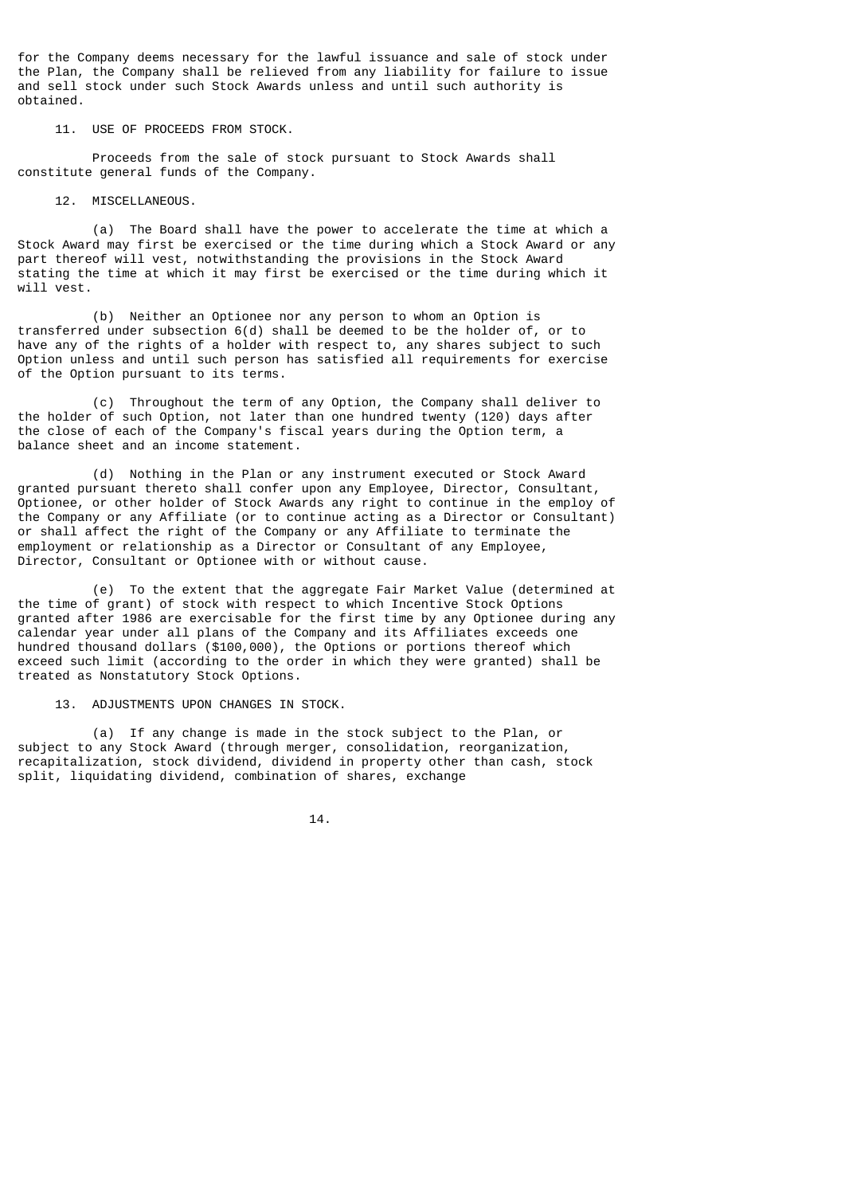for the Company deems necessary for the lawful issuance and sale of stock under the Plan, the Company shall be relieved from any liability for failure to issue and sell stock under such Stock Awards unless and until such authority is obtained.

11. USE OF PROCEEDS FROM STOCK.

Proceeds from the sale of stock pursuant to Stock Awards shall constitute general funds of the Company.

12. MISCELLANEOUS.

(a) The Board shall have the power to accelerate the time at which a Stock Award may first be exercised or the time during which a Stock Award or any part thereof will vest, notwithstanding the provisions in the Stock Award stating the time at which it may first be exercised or the time during which it will vest.

(b) Neither an Optionee nor any person to whom an Option is transferred under subsection 6(d) shall be deemed to be the holder of, or to have any of the rights of a holder with respect to, any shares subject to such Option unless and until such person has satisfied all requirements for exercise of the Option pursuant to its terms.

(c) Throughout the term of any Option, the Company shall deliver to the holder of such Option, not later than one hundred twenty (120) days after the close of each of the Company's fiscal years during the Option term, a balance sheet and an income statement.

(d) Nothing in the Plan or any instrument executed or Stock Award granted pursuant thereto shall confer upon any Employee, Director, Consultant, Optionee, or other holder of Stock Awards any right to continue in the employ of the Company or any Affiliate (or to continue acting as a Director or Consultant) or shall affect the right of the Company or any Affiliate to terminate the employment or relationship as a Director or Consultant of any Employee, Director, Consultant or Optionee with or without cause.

(e) To the extent that the aggregate Fair Market Value (determined at the time of grant) of stock with respect to which Incentive Stock Options granted after 1986 are exercisable for the first time by any Optionee during any calendar year under all plans of the Company and its Affiliates exceeds one hundred thousand dollars ($100,000), the Options or portions thereof which exceed such limit (according to the order in which they were granted) shall be treated as Nonstatutory Stock Options.

13. ADJUSTMENTS UPON CHANGES IN STOCK.

(a) If any change is made in the stock subject to the Plan, or subject to any Stock Award (through merger, consolidation, reorganization, recapitalization, stock dividend, dividend in property other than cash, stock split, liquidating dividend, combination of shares, exchange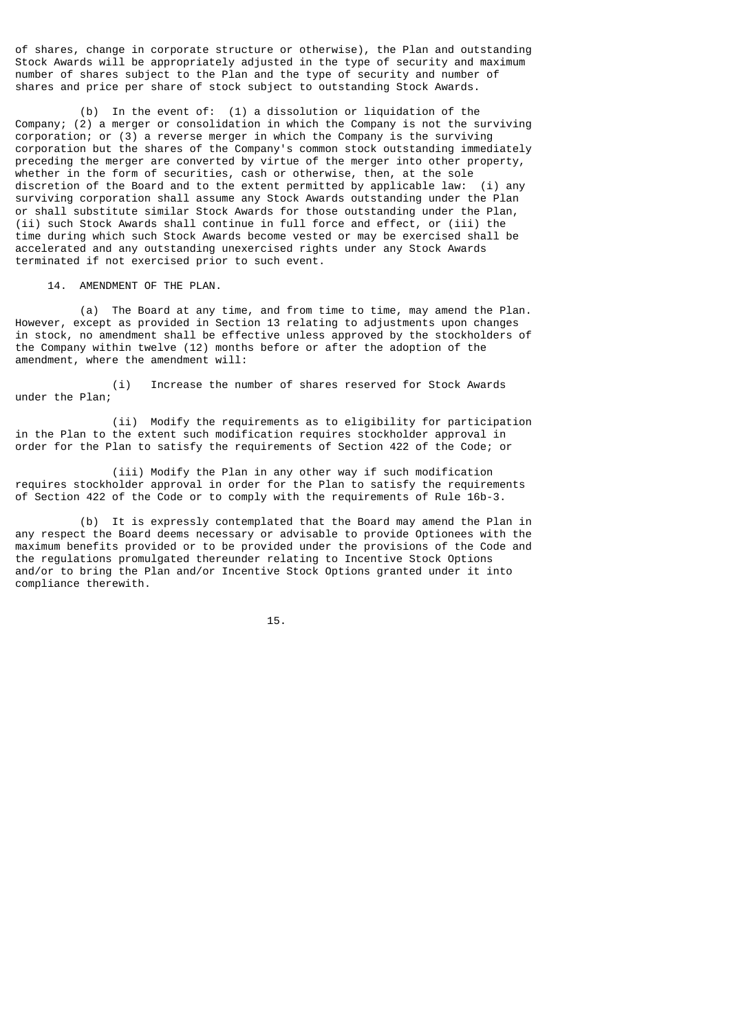of shares, change in corporate structure or otherwise), the Plan and outstanding Stock Awards will be appropriately adjusted in the type of security and maximum number of shares subject to the Plan and the type of security and number of shares and price per share of stock subject to outstanding Stock Awards.

(b) In the event of: (1) a dissolution or liquidation of the Company; (2) a merger or consolidation in which the Company is not the surviving corporation; or (3) a reverse merger in which the Company is the surviving corporation but the shares of the Company's common stock outstanding immediately preceding the merger are converted by virtue of the merger into other property, whether in the form of securities, cash or otherwise, then, at the sole discretion of the Board and to the extent permitted by applicable law: (i) any surviving corporation shall assume any Stock Awards outstanding under the Plan or shall substitute similar Stock Awards for those outstanding under the Plan, (ii) such Stock Awards shall continue in full force and effect, or (iii) the time during which such Stock Awards become vested or may be exercised shall be accelerated and any outstanding unexercised rights under any Stock Awards terminated if not exercised prior to such event.

14. AMENDMENT OF THE PLAN.

(a) The Board at any time, and from time to time, may amend the Plan. However, except as provided in Section 13 relating to adjustments upon changes in stock, no amendment shall be effective unless approved by the stockholders of the Company within twelve (12) months before or after the adoption of the amendment, where the amendment will:

(i) Increase the number of shares reserved for Stock Awards under the Plan;

(ii) Modify the requirements as to eligibility for participation in the Plan to the extent such modification requires stockholder approval in order for the Plan to satisfy the requirements of Section 422 of the Code; or

(iii) Modify the Plan in any other way if such modification requires stockholder approval in order for the Plan to satisfy the requirements of Section 422 of the Code or to comply with the requirements of Rule 16b-3.

(b) It is expressly contemplated that the Board may amend the Plan in any respect the Board deems necessary or advisable to provide Optionees with the maximum benefits provided or to be provided under the provisions of the Code and the regulations promulgated thereunder relating to Incentive Stock Options and/or to bring the Plan and/or Incentive Stock Options granted under it into compliance therewith.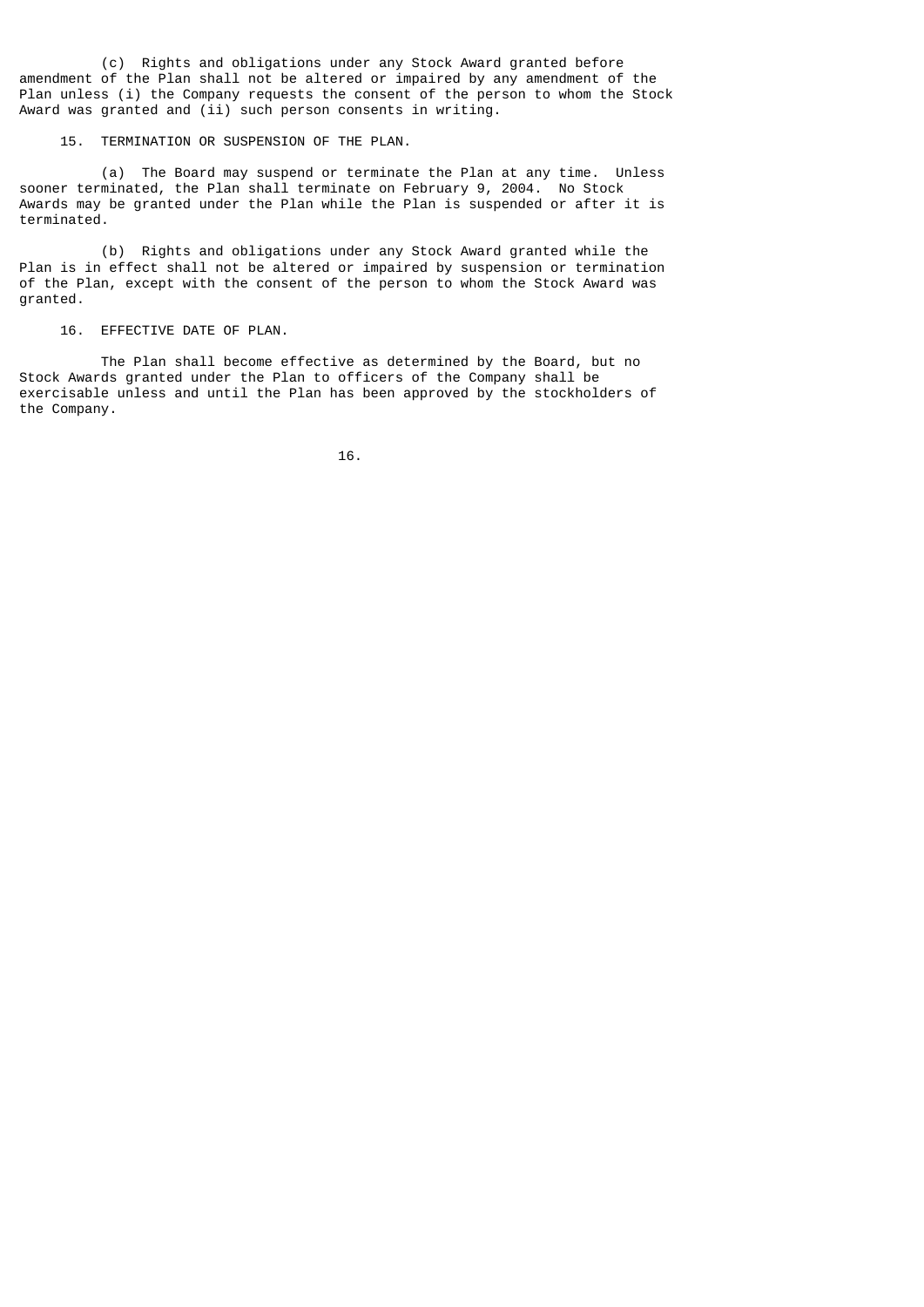(c) Rights and obligations under any Stock Award granted before amendment of the Plan shall not be altered or impaired by any amendment of the Plan unless (i) the Company requests the consent of the person to whom the Stock Award was granted and (ii) such person consents in writing.

## 15. TERMINATION OR SUSPENSION OF THE PLAN.

(a) The Board may suspend or terminate the Plan at any time. Unless sooner terminated, the Plan shall terminate on February 9, 2004. No Stock Awards may be granted under the Plan while the Plan is suspended or after it is terminated.

(b) Rights and obligations under any Stock Award granted while the Plan is in effect shall not be altered or impaired by suspension or termination of the Plan, except with the consent of the person to whom the Stock Award was granted.

## 16. EFFECTIVE DATE OF PLAN.

The Plan shall become effective as determined by the Board, but no Stock Awards granted under the Plan to officers of the Company shall be exercisable unless and until the Plan has been approved by the stockholders of the Company.